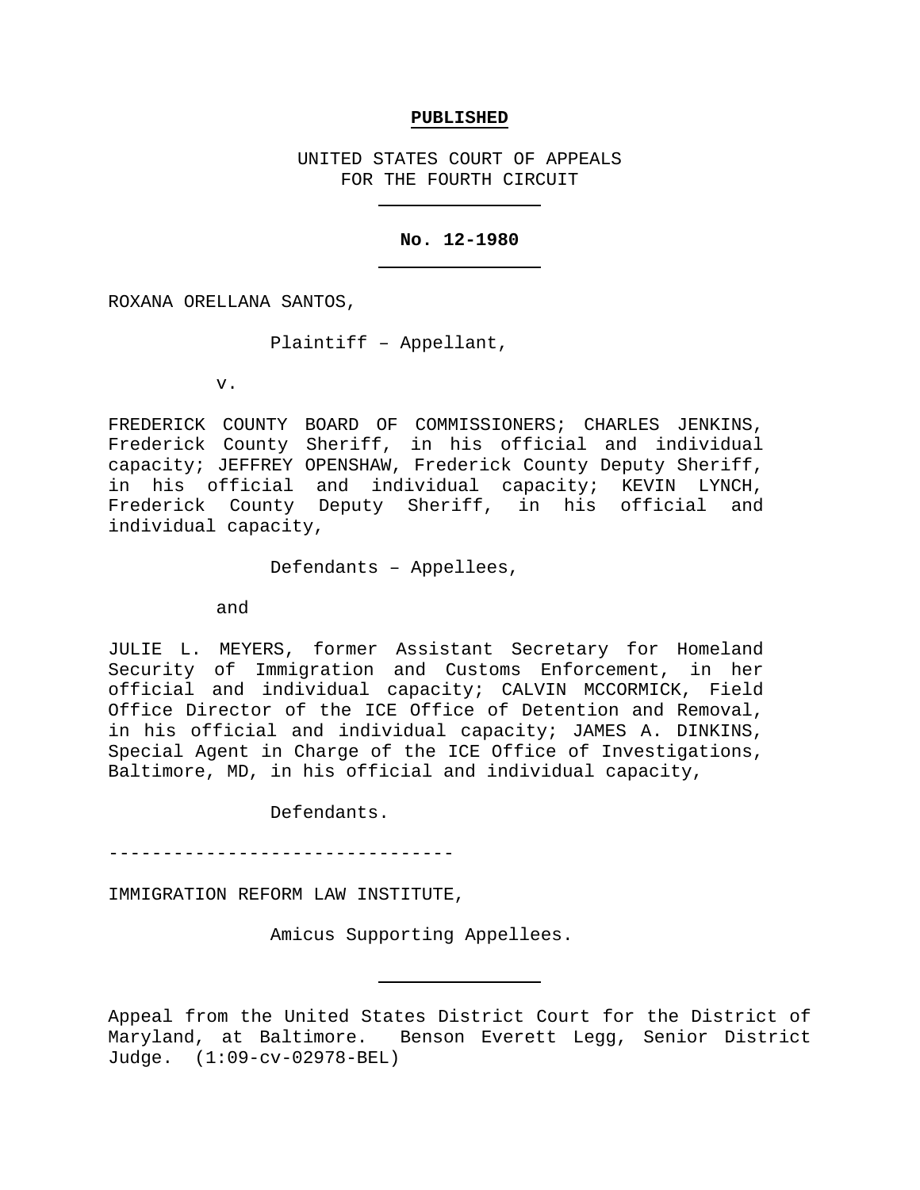**PUBLISHED**

UNITED STATES COURT OF APPEALS
FOR THE FOURTH CIRCUIT

---

**No. 12-1980**

---

ROXANA ORELLANA SANTOS,

Plaintiff – Appellant,

v.

FREDERICK COUNTY BOARD OF COMMISSIONERS; CHARLES JENKINS, Frederick County Sheriff, in his official and individual capacity; JEFFREY OPENSHAW, Frederick County Deputy Sheriff, in his official and individual capacity; KEVIN LYNCH, Frederick County Deputy Sheriff, in his official and individual capacity,

Defendants – Appellees,

and

JULIE L. MEYERS, former Assistant Secretary for Homeland Security of Immigration and Customs Enforcement, in her official and individual capacity; CALVIN MCCORMICK, Field Office Director of the ICE Office of Detention and Removal, in his official and individual capacity; JAMES A. DINKINS, Special Agent in Charge of the ICE Office of Investigations, Baltimore, MD, in his official and individual capacity,

Defendants.

------------------------------

IMMIGRATION REFORM LAW INSTITUTE,

Amicus Supporting Appellees.

---

Appeal from the United States District Court for the District of Maryland, at Baltimore. Benson Everett Legg, Senior District Judge. (1:09-cv-02978-BEL)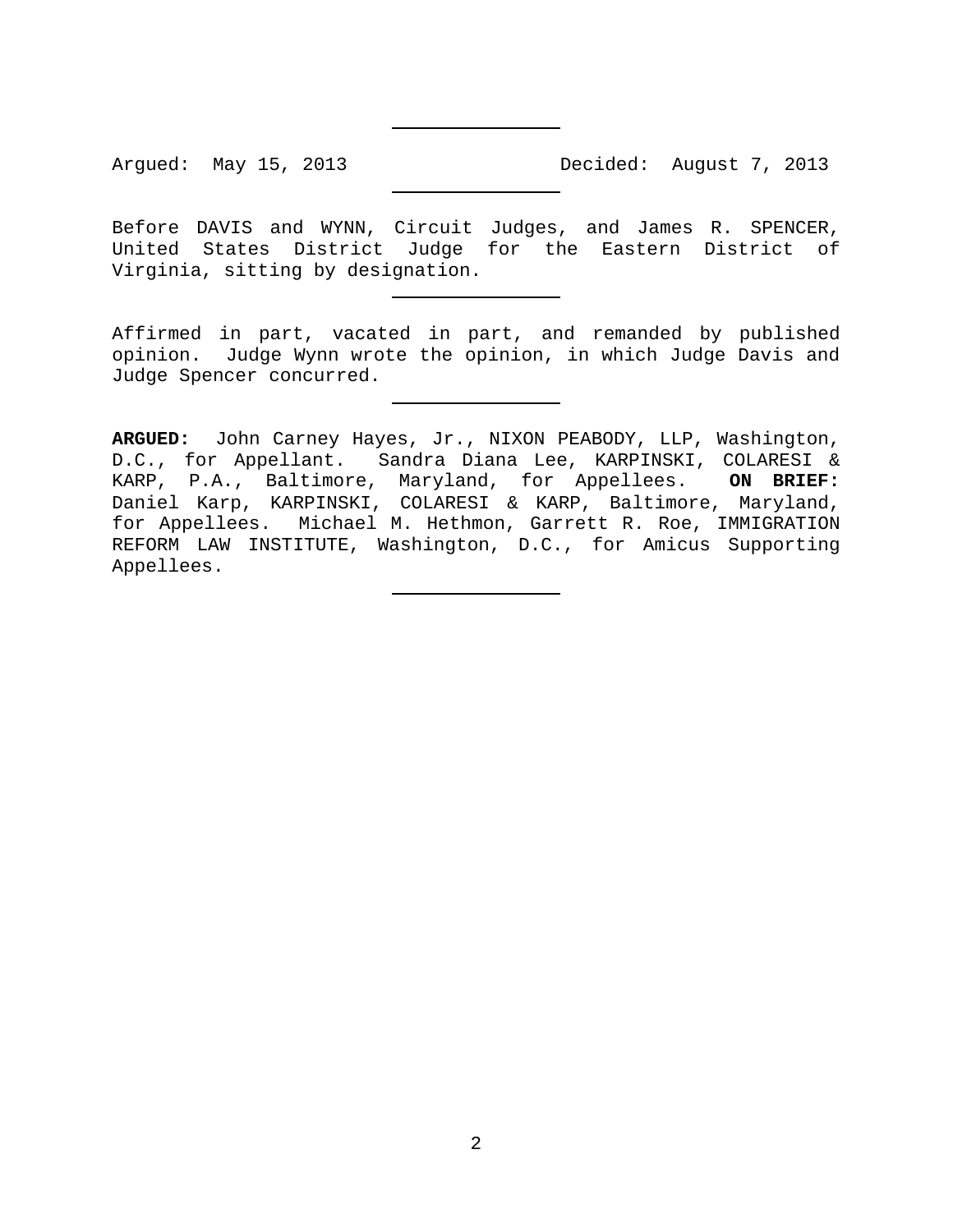---

Argued: May 15, 2013 Decided: August 7, 2013

---

Before DAVIS and WYNN, Circuit Judges, and James R. SPENCER, United States District Judge for the Eastern District of Virginia, sitting by designation.

---

Affirmed in part, vacated in part, and remanded by published opinion. Judge Wynn wrote the opinion, in which Judge Davis and Judge Spencer concurred.

---

**ARGUED:** John Carney Hayes, Jr., NIXON PEABODY, LLP, Washington, D.C., for Appellant. Sandra Diana Lee, KARPINSKI, COLARESI & KARP, P.A., Baltimore, Maryland, for Appellees. **ON BRIEF:** Daniel Karp, KARPINSKI, COLARESI & KARP, Baltimore, Maryland, for Appellees. Michael M. Hethmon, Garrett R. Roe, IMMIGRATION REFORM LAW INSTITUTE, Washington, D.C., for Amicus Supporting Appellees.

---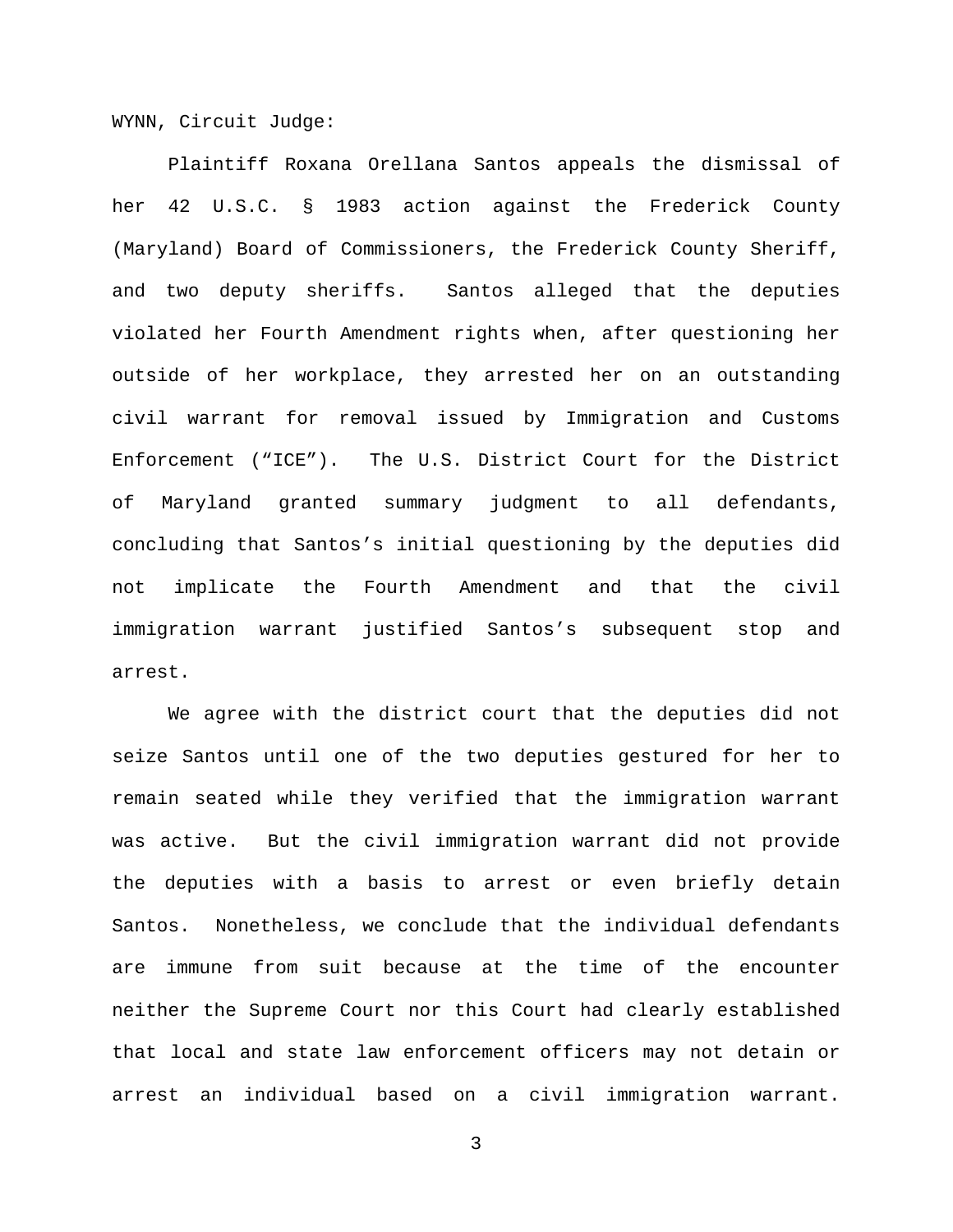WYNN, Circuit Judge:

Plaintiff Roxana Orellana Santos appeals the dismissal of her 42 U.S.C. § 1983 action against the Frederick County (Maryland) Board of Commissioners, the Frederick County Sheriff, and two deputy sheriffs. Santos alleged that the deputies violated her Fourth Amendment rights when, after questioning her outside of her workplace, they arrested her on an outstanding civil warrant for removal issued by Immigration and Customs Enforcement ("ICE"). The U.S. District Court for the District of Maryland granted summary judgment to all defendants, concluding that Santos's initial questioning by the deputies did not implicate the Fourth Amendment and that the civil immigration warrant justified Santos's subsequent stop and arrest.

We agree with the district court that the deputies did not seize Santos until one of the two deputies gestured for her to remain seated while they verified that the immigration warrant was active. But the civil immigration warrant did not provide the deputies with a basis to arrest or even briefly detain Santos. Nonetheless, we conclude that the individual defendants are immune from suit because at the time of the encounter neither the Supreme Court nor this Court had clearly established that local and state law enforcement officers may not detain or arrest an individual based on a civil immigration warrant.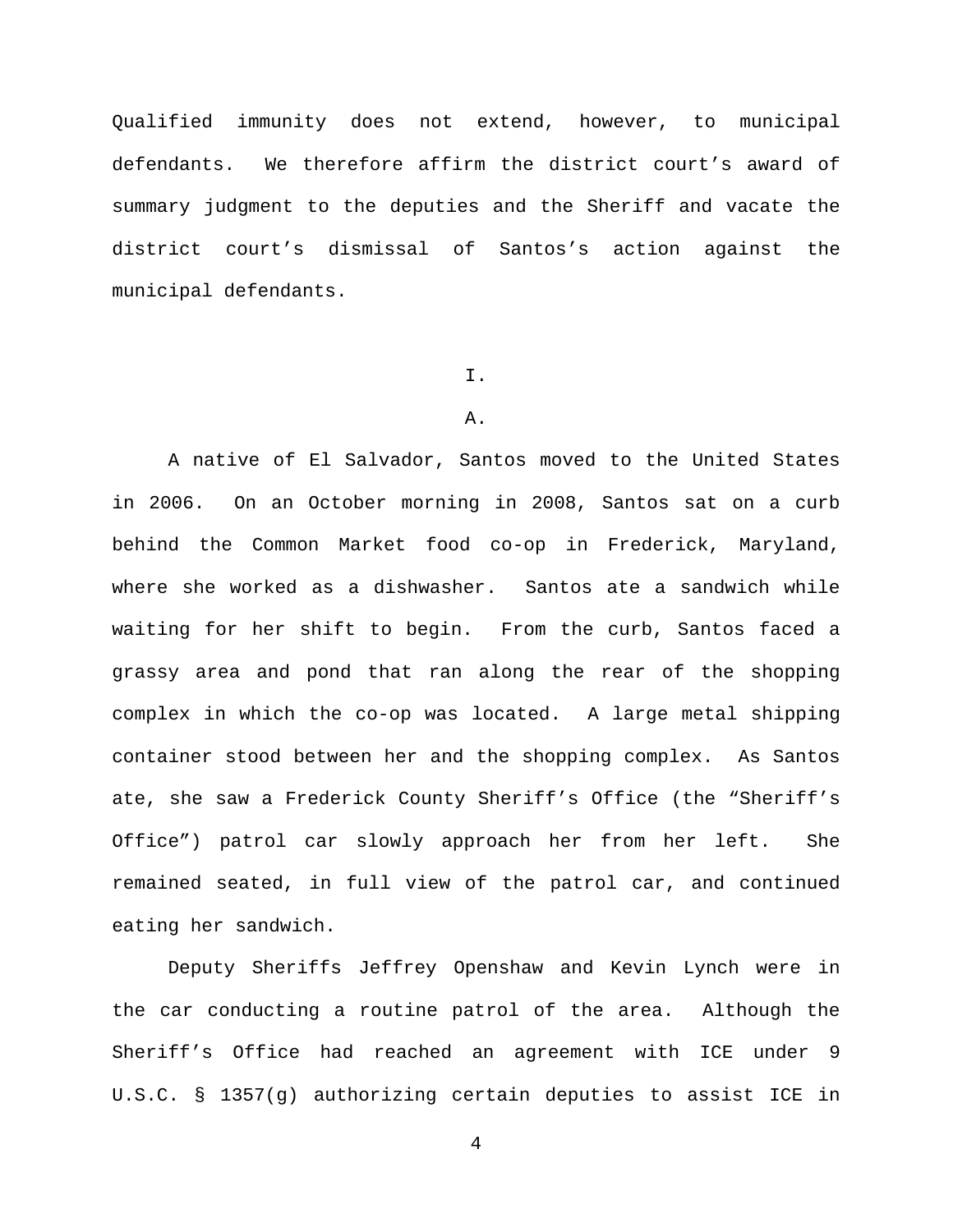Qualified immunity does not extend, however, to municipal defendants. We therefore affirm the district court's award of summary judgment to the deputies and the Sheriff and vacate the district court's dismissal of Santos's action against the municipal defendants.

# I.

## A.

A native of El Salvador, Santos moved to the United States in 2006. On an October morning in 2008, Santos sat on a curb behind the Common Market food co-op in Frederick, Maryland, where she worked as a dishwasher. Santos ate a sandwich while waiting for her shift to begin. From the curb, Santos faced a grassy area and pond that ran along the rear of the shopping complex in which the co-op was located. A large metal shipping container stood between her and the shopping complex. As Santos ate, she saw a Frederick County Sheriff's Office (the "Sheriff's Office") patrol car slowly approach her from her left. She remained seated, in full view of the patrol car, and continued eating her sandwich.

Deputy Sheriffs Jeffrey Openshaw and Kevin Lynch were in the car conducting a routine patrol of the area. Although the Sheriff's Office had reached an agreement with ICE under 9 U.S.C. § 1357(g) authorizing certain deputies to assist ICE in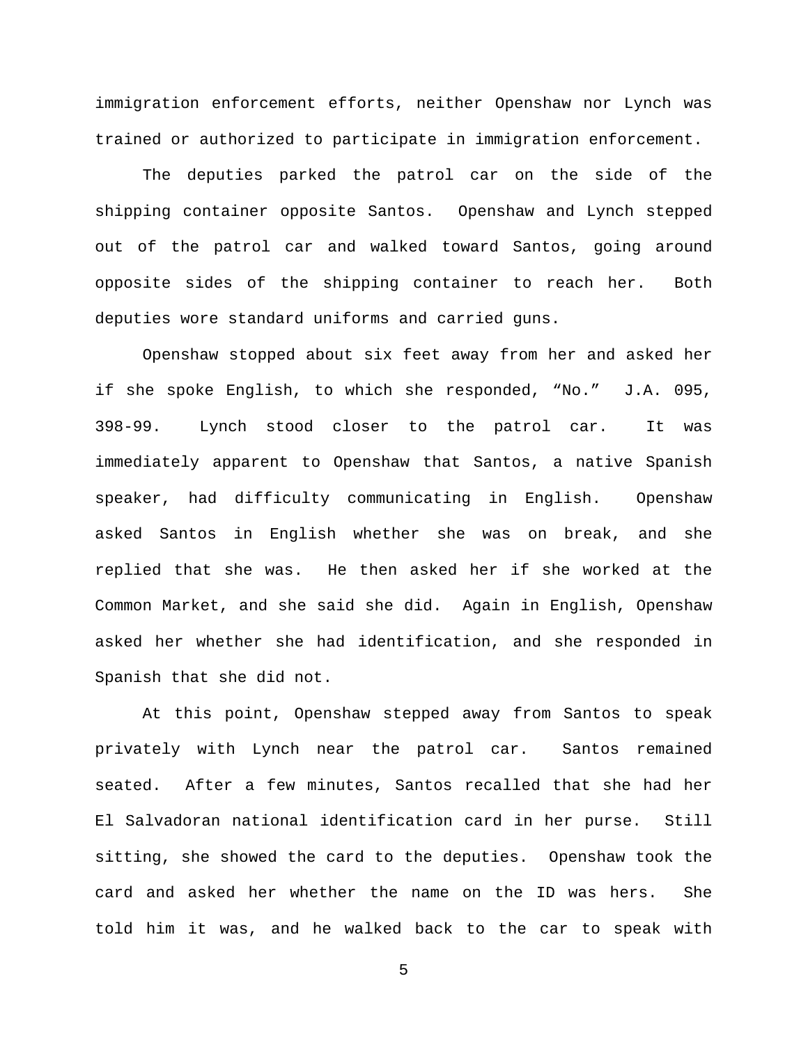immigration enforcement efforts, neither Openshaw nor Lynch was trained or authorized to participate in immigration enforcement.

The deputies parked the patrol car on the side of the shipping container opposite Santos. Openshaw and Lynch stepped out of the patrol car and walked toward Santos, going around opposite sides of the shipping container to reach her. Both deputies wore standard uniforms and carried guns.

Openshaw stopped about six feet away from her and asked her if she spoke English, to which she responded, "No." J.A. 095, 398-99. Lynch stood closer to the patrol car. It was immediately apparent to Openshaw that Santos, a native Spanish speaker, had difficulty communicating in English. Openshaw asked Santos in English whether she was on break, and she replied that she was. He then asked her if she worked at the Common Market, and she said she did. Again in English, Openshaw asked her whether she had identification, and she responded in Spanish that she did not.

At this point, Openshaw stepped away from Santos to speak privately with Lynch near the patrol car. Santos remained seated. After a few minutes, Santos recalled that she had her El Salvadoran national identification card in her purse. Still sitting, she showed the card to the deputies. Openshaw took the card and asked her whether the name on the ID was hers. She told him it was, and he walked back to the car to speak with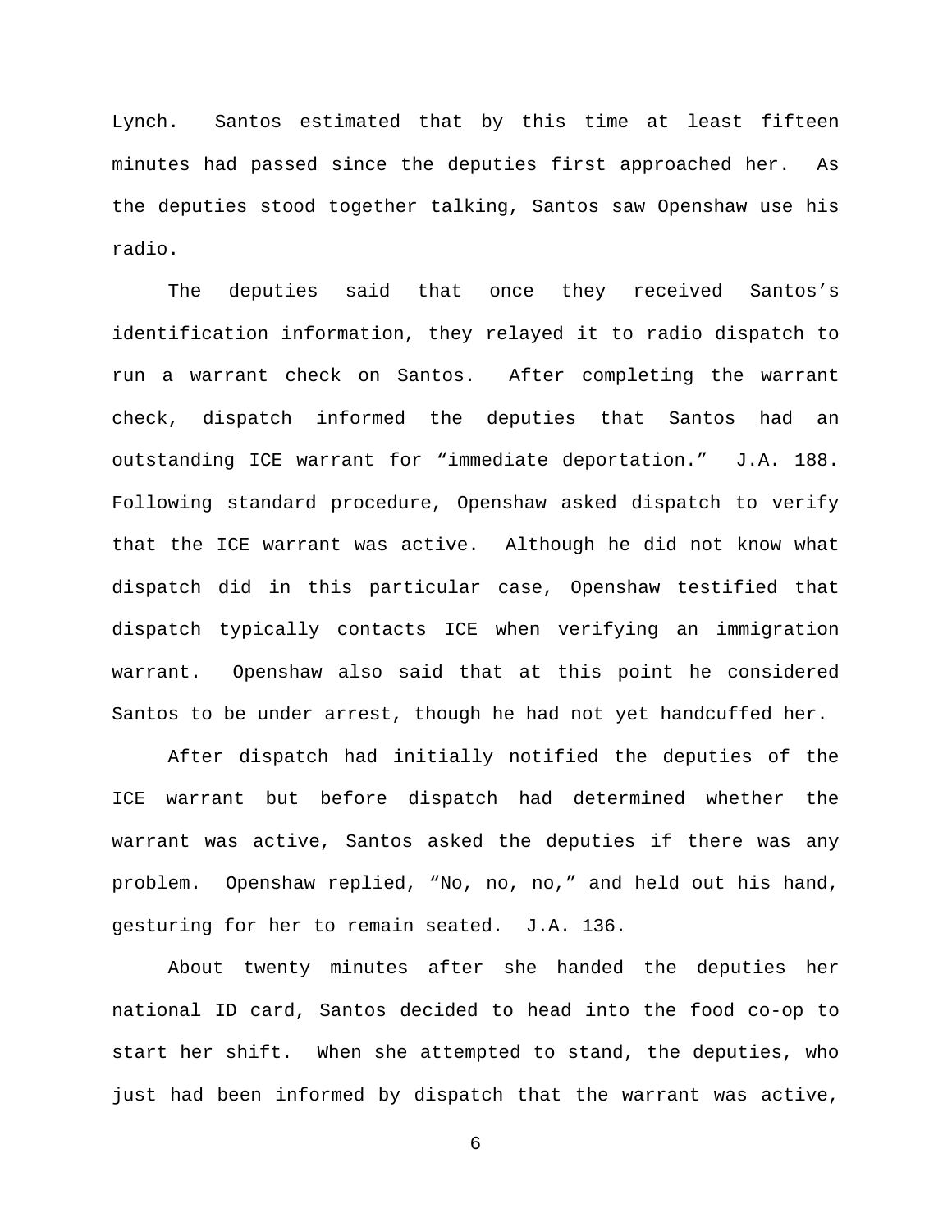Lynch. Santos estimated that by this time at least fifteen minutes had passed since the deputies first approached her. As the deputies stood together talking, Santos saw Openshaw use his radio.

The deputies said that once they received Santos's identification information, they relayed it to radio dispatch to run a warrant check on Santos. After completing the warrant check, dispatch informed the deputies that Santos had an outstanding ICE warrant for "immediate deportation." J.A. 188. Following standard procedure, Openshaw asked dispatch to verify that the ICE warrant was active. Although he did not know what dispatch did in this particular case, Openshaw testified that dispatch typically contacts ICE when verifying an immigration warrant. Openshaw also said that at this point he considered Santos to be under arrest, though he had not yet handcuffed her.

After dispatch had initially notified the deputies of the ICE warrant but before dispatch had determined whether the warrant was active, Santos asked the deputies if there was any problem. Openshaw replied, "No, no, no," and held out his hand, gesturing for her to remain seated. J.A. 136.

About twenty minutes after she handed the deputies her national ID card, Santos decided to head into the food co-op to start her shift. When she attempted to stand, the deputies, who just had been informed by dispatch that the warrant was active,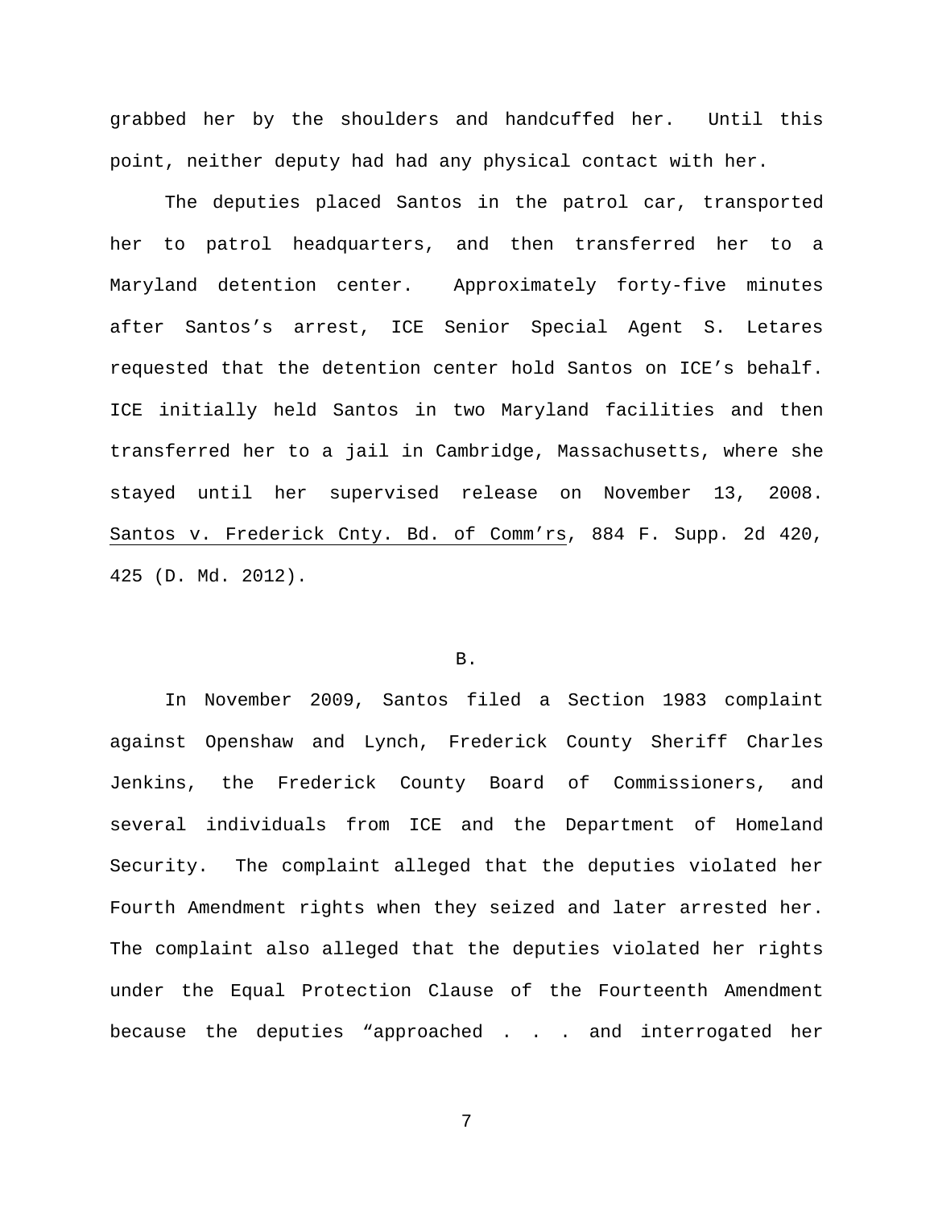grabbed her by the shoulders and handcuffed her. Until this point, neither deputy had had any physical contact with her.

The deputies placed Santos in the patrol car, transported her to patrol headquarters, and then transferred her to a Maryland detention center. Approximately forty-five minutes after Santos's arrest, ICE Senior Special Agent S. Letares requested that the detention center hold Santos on ICE's behalf. ICE initially held Santos in two Maryland facilities and then transferred her to a jail in Cambridge, Massachusetts, where she stayed until her supervised release on November 13, 2008. Santos v. Frederick Cnty. Bd. of Comm'rs, 884 F. Supp. 2d 420, 425 (D. Md. 2012).

B.

In November 2009, Santos filed a Section 1983 complaint against Openshaw and Lynch, Frederick County Sheriff Charles Jenkins, the Frederick County Board of Commissioners, and several individuals from ICE and the Department of Homeland Security. The complaint alleged that the deputies violated her Fourth Amendment rights when they seized and later arrested her. The complaint also alleged that the deputies violated her rights under the Equal Protection Clause of the Fourteenth Amendment because the deputies "approached . . . and interrogated her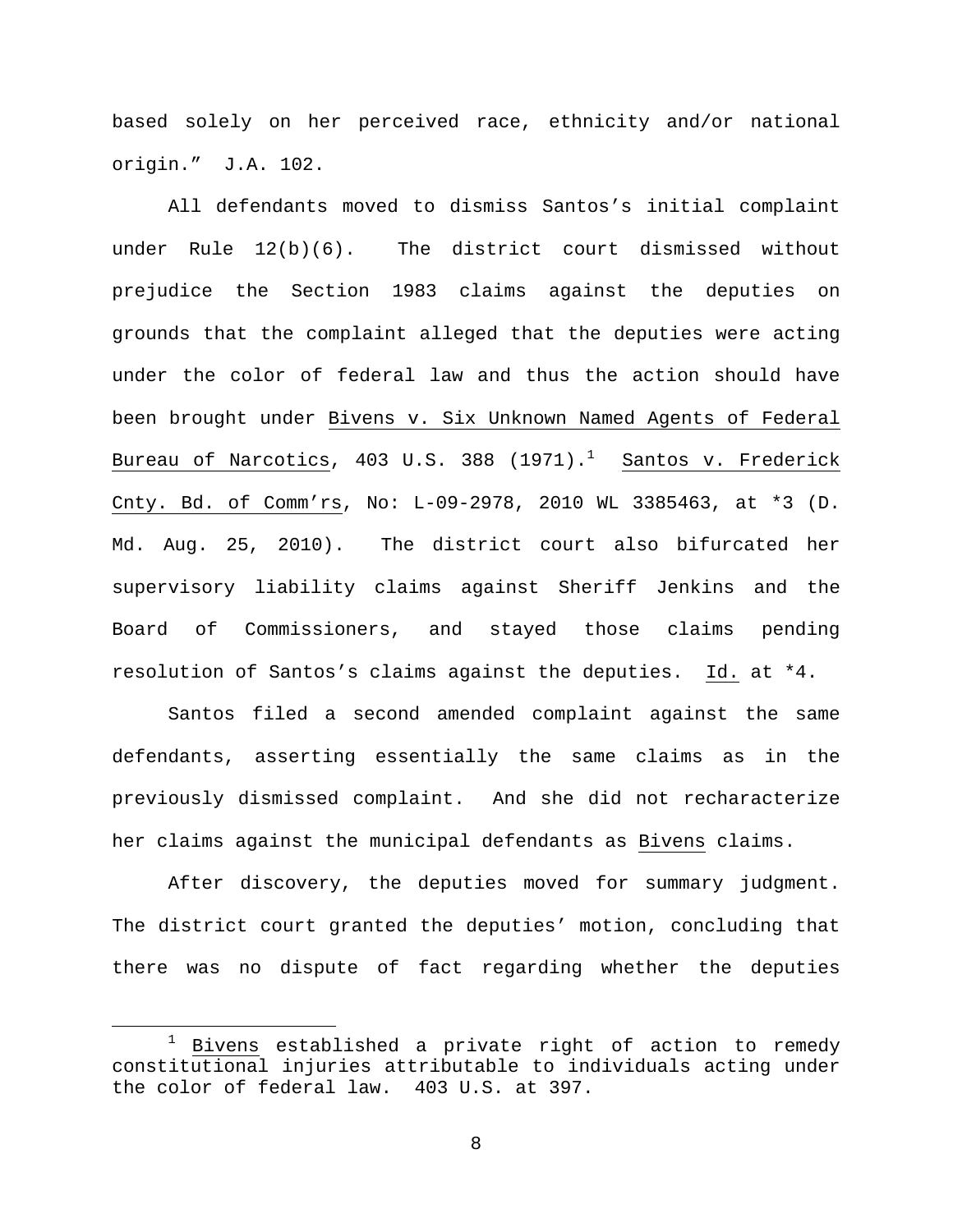based solely on her perceived race, ethnicity and/or national origin." J.A. 102.

All defendants moved to dismiss Santos's initial complaint under Rule 12(b)(6). The district court dismissed without prejudice the Section 1983 claims against the deputies on grounds that the complaint alleged that the deputies were acting under the color of federal law and thus the action should have been brought under Bivens v. Six Unknown Named Agents of Federal Bureau of Narcotics, 403 U.S. 388 (1971).[1] Santos v. Frederick Cnty. Bd. of Comm'rs, No: L-09-2978, 2010 WL 3385463, at *3 (D. Md. Aug. 25, 2010). The district court also bifurcated her supervisory liability claims against Sheriff Jenkins and the Board of Commissioners, and stayed those claims pending resolution of Santos's claims against the deputies. Id. at *4.

Santos filed a second amended complaint against the same defendants, asserting essentially the same claims as in the previously dismissed complaint. And she did not recharacterize her claims against the municipal defendants as Bivens claims.

After discovery, the deputies moved for summary judgment. The district court granted the deputies' motion, concluding that there was no dispute of fact regarding whether the deputies

[1] Bivens established a private right of action to remedy constitutional injuries attributable to individuals acting under the color of federal law. 403 U.S. at 397.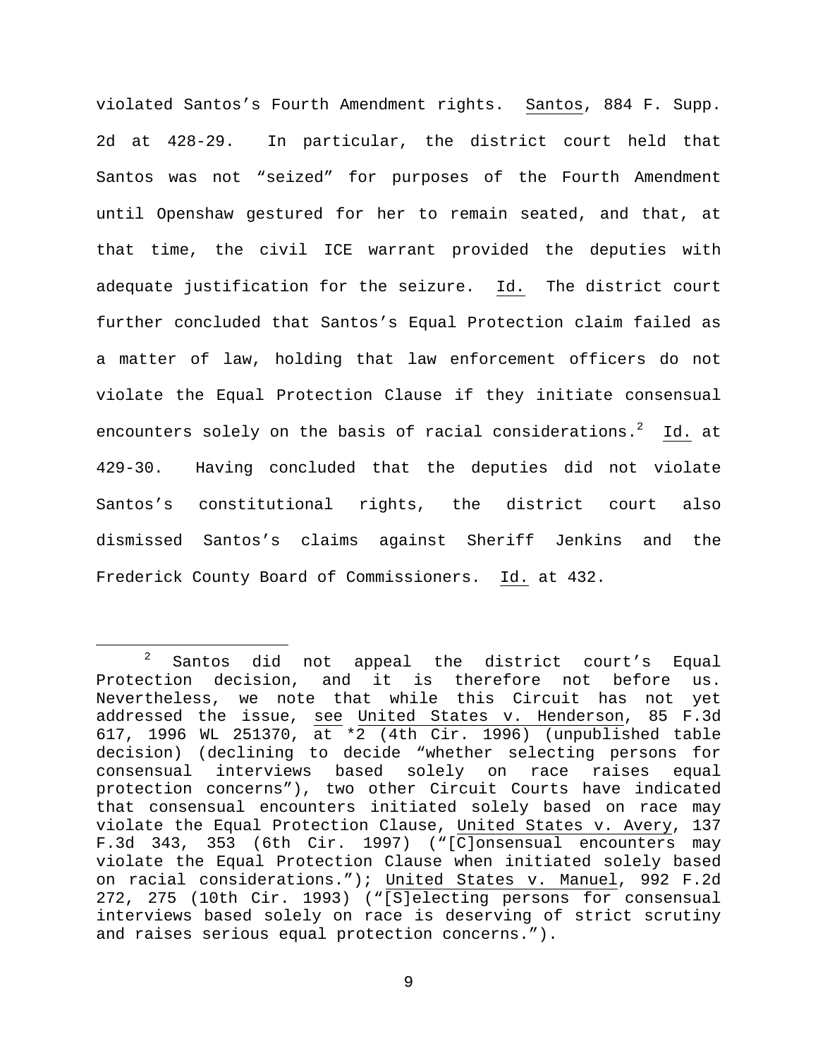violated Santos's Fourth Amendment rights. Santos, 884 F. Supp. 2d at 428-29. In particular, the district court held that Santos was not "seized" for purposes of the Fourth Amendment until Openshaw gestured for her to remain seated, and that, at that time, the civil ICE warrant provided the deputies with adequate justification for the seizure. Id. The district court further concluded that Santos's Equal Protection claim failed as a matter of law, holding that law enforcement officers do not violate the Equal Protection Clause if they initiate consensual encounters solely on the basis of racial considerations.[2] Id. at 429-30. Having concluded that the deputies did not violate Santos's constitutional rights, the district court also dismissed Santos's claims against Sheriff Jenkins and the Frederick County Board of Commissioners. Id. at 432.

[2] Santos did not appeal the district court's Equal Protection decision, and it is therefore not before us. Nevertheless, we note that while this Circuit has not yet addressed the issue, see United States v. Henderson, 85 F.3d 617, 1996 WL 251370, at *2 (4th Cir. 1996) (unpublished table decision) (declining to decide "whether selecting persons for consensual interviews based solely on race raises equal protection concerns"), two other Circuit Courts have indicated that consensual encounters initiated solely based on race may violate the Equal Protection Clause, United States v. Avery, 137 F.3d 343, 353 (6th Cir. 1997) ("[C]onsensual encounters may violate the Equal Protection Clause when initiated solely based on racial considerations."); United States v. Manuel, 992 F.2d 272, 275 (10th Cir. 1993) ("[S]electing persons for consensual interviews based solely on race is deserving of strict scrutiny and raises serious equal protection concerns.").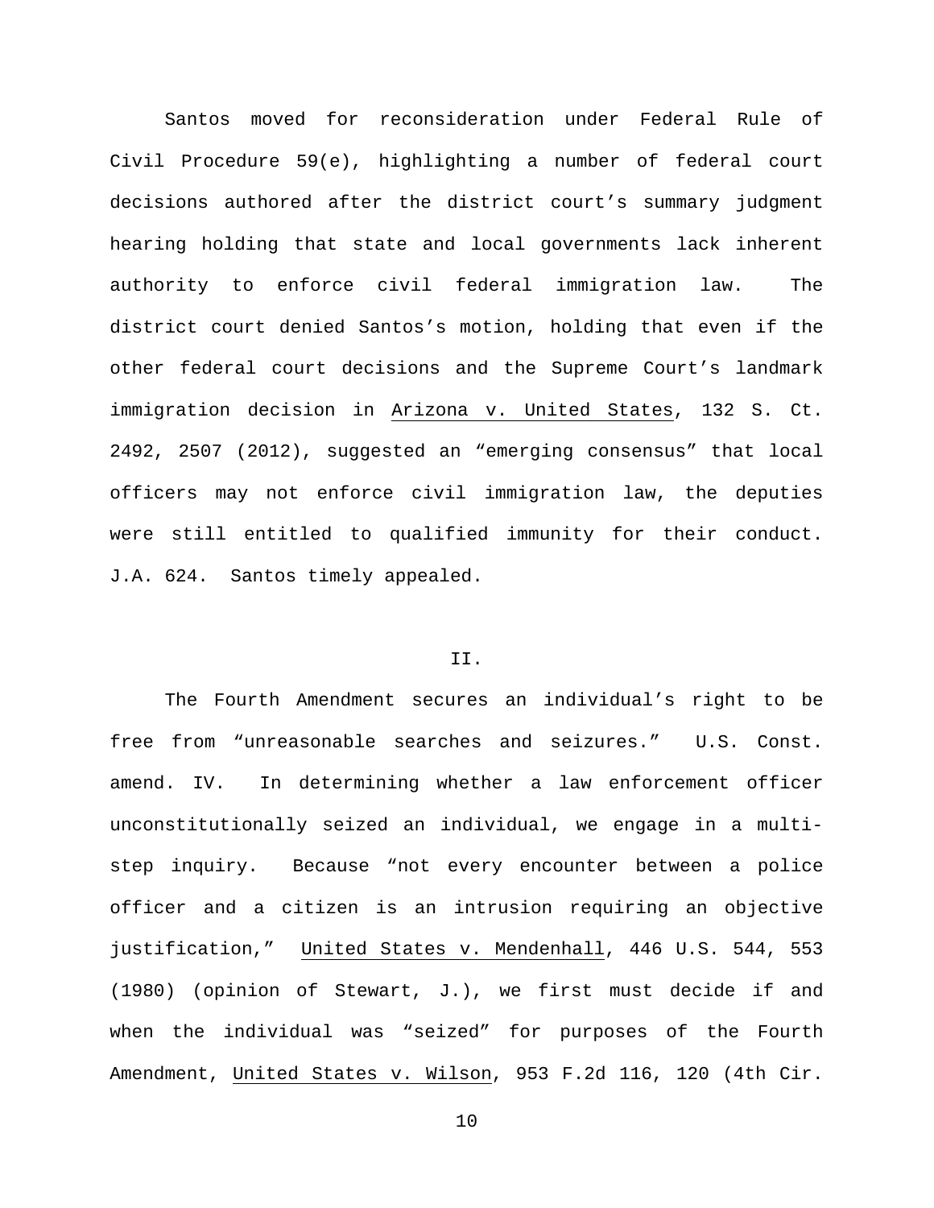Santos moved for reconsideration under Federal Rule of Civil Procedure 59(e), highlighting a number of federal court decisions authored after the district court's summary judgment hearing holding that state and local governments lack inherent authority to enforce civil federal immigration law. The district court denied Santos's motion, holding that even if the other federal court decisions and the Supreme Court's landmark immigration decision in Arizona v. United States, 132 S. Ct. 2492, 2507 (2012), suggested an "emerging consensus" that local officers may not enforce civil immigration law, the deputies were still entitled to qualified immunity for their conduct. J.A. 624. Santos timely appealed.

## II.

The Fourth Amendment secures an individual's right to be free from "unreasonable searches and seizures." U.S. Const. amend. IV. In determining whether a law enforcement officer unconstitutionally seized an individual, we engage in a multi-step inquiry. Because "not every encounter between a police officer and a citizen is an intrusion requiring an objective justification," United States v. Mendenhall, 446 U.S. 544, 553 (1980) (opinion of Stewart, J.), we first must decide if and when the individual was "seized" for purposes of the Fourth Amendment, United States v. Wilson, 953 F.2d 116, 120 (4th Cir.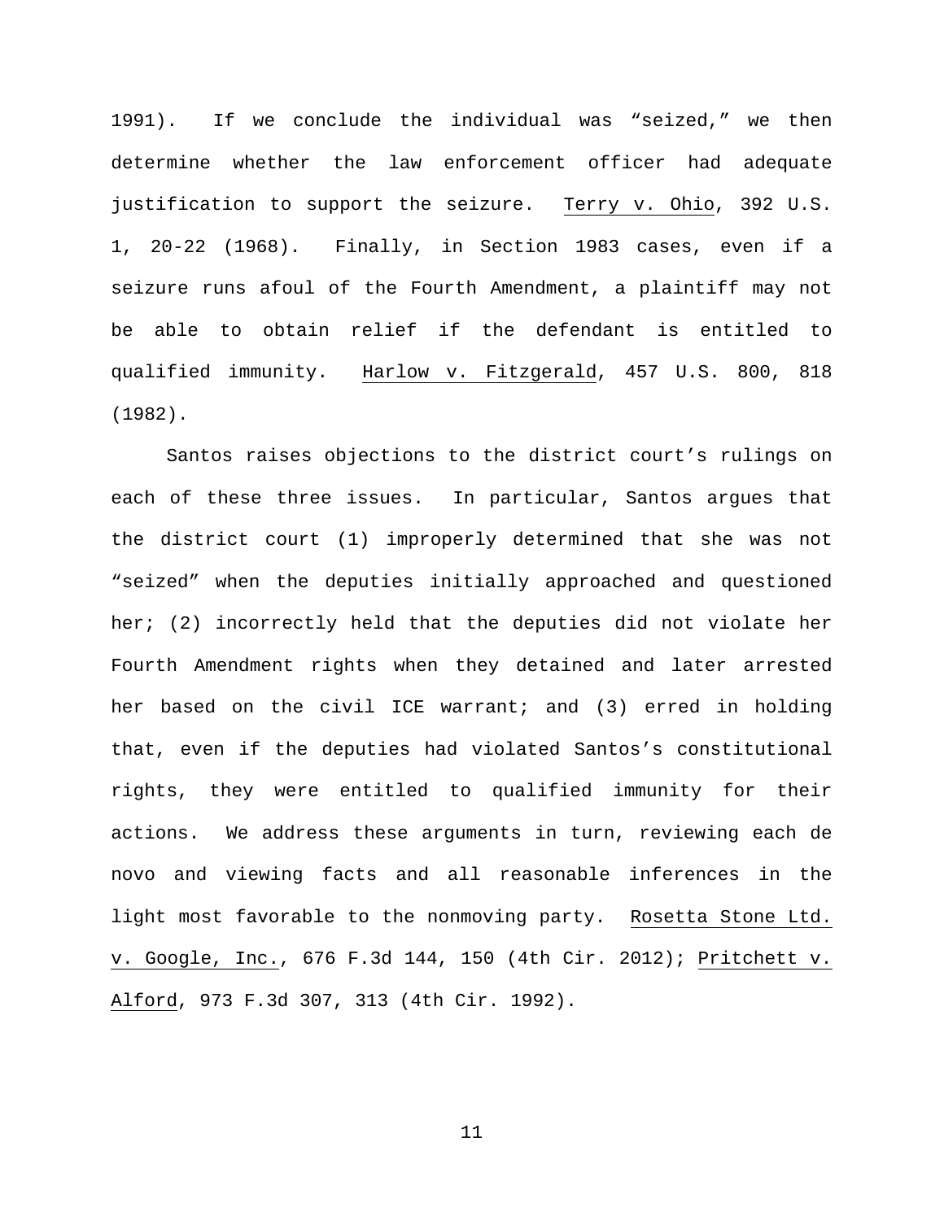1991). If we conclude the individual was "seized," we then determine whether the law enforcement officer had adequate justification to support the seizure. Terry v. Ohio, 392 U.S. 1, 20-22 (1968). Finally, in Section 1983 cases, even if a seizure runs afoul of the Fourth Amendment, a plaintiff may not be able to obtain relief if the defendant is entitled to qualified immunity. Harlow v. Fitzgerald, 457 U.S. 800, 818 (1982).

Santos raises objections to the district court's rulings on each of these three issues. In particular, Santos argues that the district court (1) improperly determined that she was not "seized" when the deputies initially approached and questioned her; (2) incorrectly held that the deputies did not violate her Fourth Amendment rights when they detained and later arrested her based on the civil ICE warrant; and (3) erred in holding that, even if the deputies had violated Santos's constitutional rights, they were entitled to qualified immunity for their actions. We address these arguments in turn, reviewing each de novo and viewing facts and all reasonable inferences in the light most favorable to the nonmoving party. Rosetta Stone Ltd. v. Google, Inc., 676 F.3d 144, 150 (4th Cir. 2012); Pritchett v. Alford, 973 F.3d 307, 313 (4th Cir. 1992).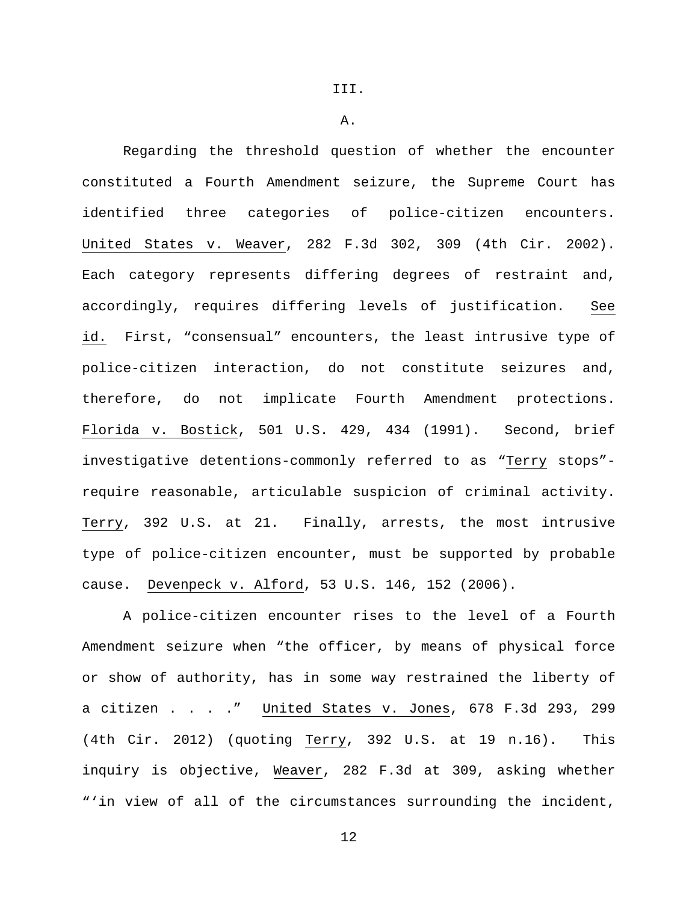III.

A.

Regarding the threshold question of whether the encounter constituted a Fourth Amendment seizure, the Supreme Court has identified three categories of police-citizen encounters. United States v. Weaver, 282 F.3d 302, 309 (4th Cir. 2002). Each category represents differing degrees of restraint and, accordingly, requires differing levels of justification. See id. First, "consensual" encounters, the least intrusive type of police-citizen interaction, do not constitute seizures and, therefore, do not implicate Fourth Amendment protections. Florida v. Bostick, 501 U.S. 429, 434 (1991). Second, brief investigative detentions-commonly referred to as "Terry stops"- require reasonable, articulable suspicion of criminal activity. Terry, 392 U.S. at 21. Finally, arrests, the most intrusive type of police-citizen encounter, must be supported by probable cause. Devenpeck v. Alford, 53 U.S. 146, 152 (2006).

A police-citizen encounter rises to the level of a Fourth Amendment seizure when "the officer, by means of physical force or show of authority, has in some way restrained the liberty of a citizen . . . ." United States v. Jones, 678 F.3d 293, 299 (4th Cir. 2012) (quoting Terry, 392 U.S. at 19 n.16). This inquiry is objective, Weaver, 282 F.3d at 309, asking whether "'in view of all of the circumstances surrounding the incident,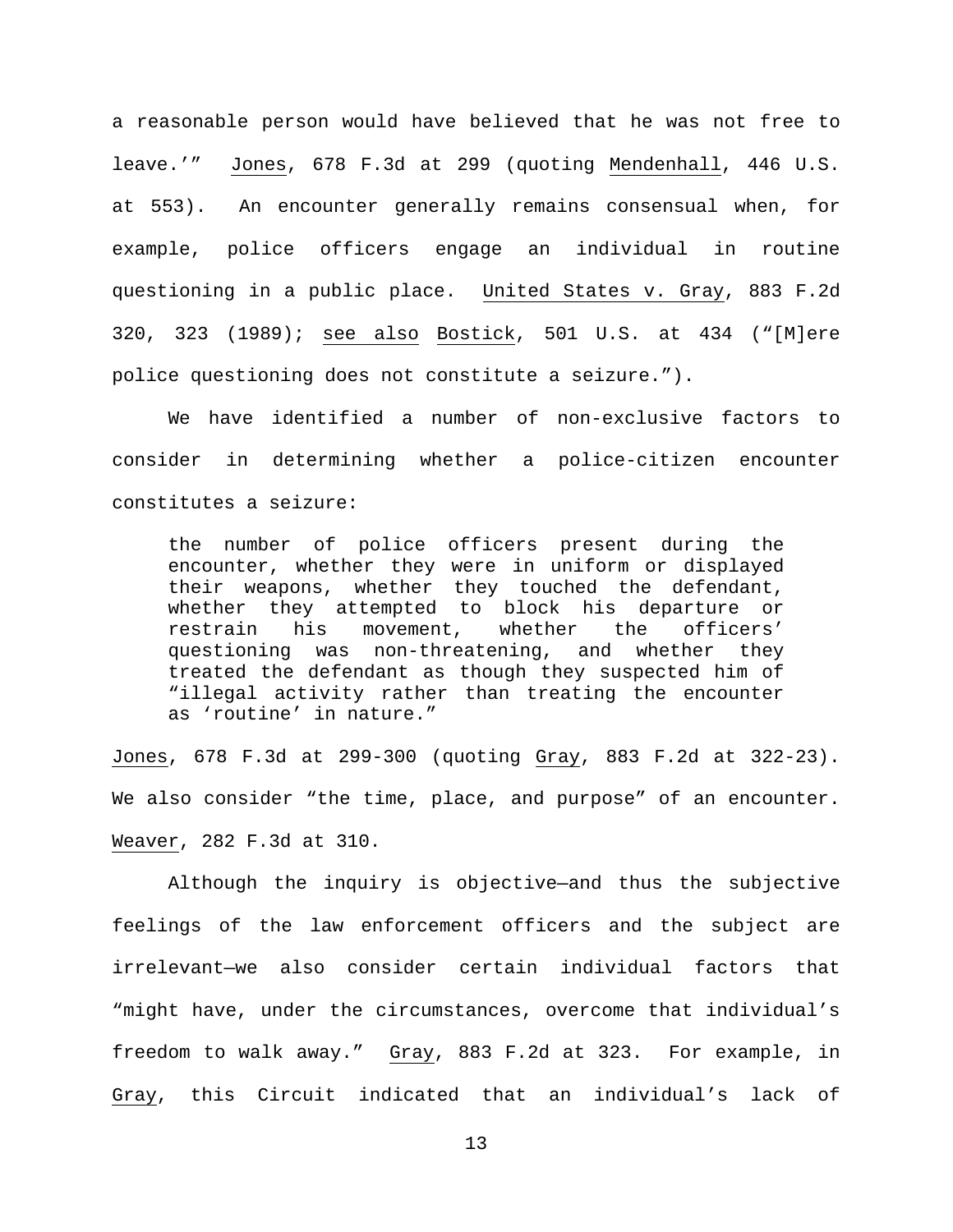a reasonable person would have believed that he was not free to leave.'" Jones, 678 F.3d at 299 (quoting Mendenhall, 446 U.S. at 553). An encounter generally remains consensual when, for example, police officers engage an individual in routine questioning in a public place. United States v. Gray, 883 F.2d 320, 323 (1989); see also Bostick, 501 U.S. at 434 ("[M]ere police questioning does not constitute a seizure.").

We have identified a number of non-exclusive factors to consider in determining whether a police-citizen encounter constitutes a seizure:

> the number of police officers present during the encounter, whether they were in uniform or displayed their weapons, whether they touched the defendant, whether they attempted to block his departure or restrain his movement, whether the officers' questioning was non-threatening, and whether they treated the defendant as though they suspected him of "illegal activity rather than treating the encounter as 'routine' in nature."

Jones, 678 F.3d at 299-300 (quoting Gray, 883 F.2d at 322-23). We also consider "the time, place, and purpose" of an encounter. Weaver, 282 F.3d at 310.

Although the inquiry is objective—and thus the subjective feelings of the law enforcement officers and the subject are irrelevant—we also consider certain individual factors that "might have, under the circumstances, overcome that individual's freedom to walk away." Gray, 883 F.2d at 323. For example, in Gray, this Circuit indicated that an individual's lack of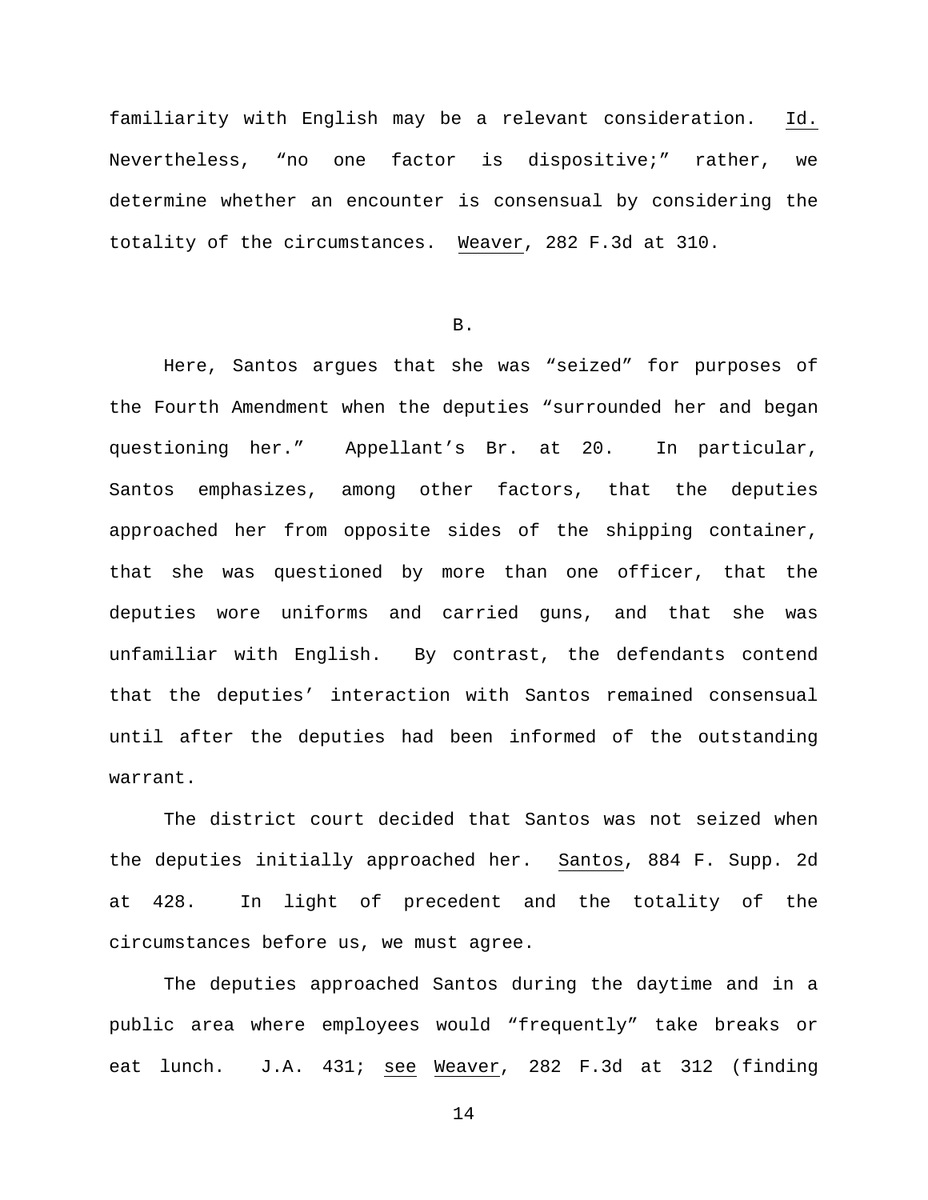familiarity with English may be a relevant consideration. Id. Nevertheless, "no one factor is dispositive;" rather, we determine whether an encounter is consensual by considering the totality of the circumstances. Weaver, 282 F.3d at 310.

B.

Here, Santos argues that she was "seized" for purposes of the Fourth Amendment when the deputies "surrounded her and began questioning her." Appellant's Br. at 20. In particular, Santos emphasizes, among other factors, that the deputies approached her from opposite sides of the shipping container, that she was questioned by more than one officer, that the deputies wore uniforms and carried guns, and that she was unfamiliar with English. By contrast, the defendants contend that the deputies' interaction with Santos remained consensual until after the deputies had been informed of the outstanding warrant.

The district court decided that Santos was not seized when the deputies initially approached her. Santos, 884 F. Supp. 2d at 428. In light of precedent and the totality of the circumstances before us, we must agree.

The deputies approached Santos during the daytime and in a public area where employees would "frequently" take breaks or eat lunch. J.A. 431; see Weaver, 282 F.3d at 312 (finding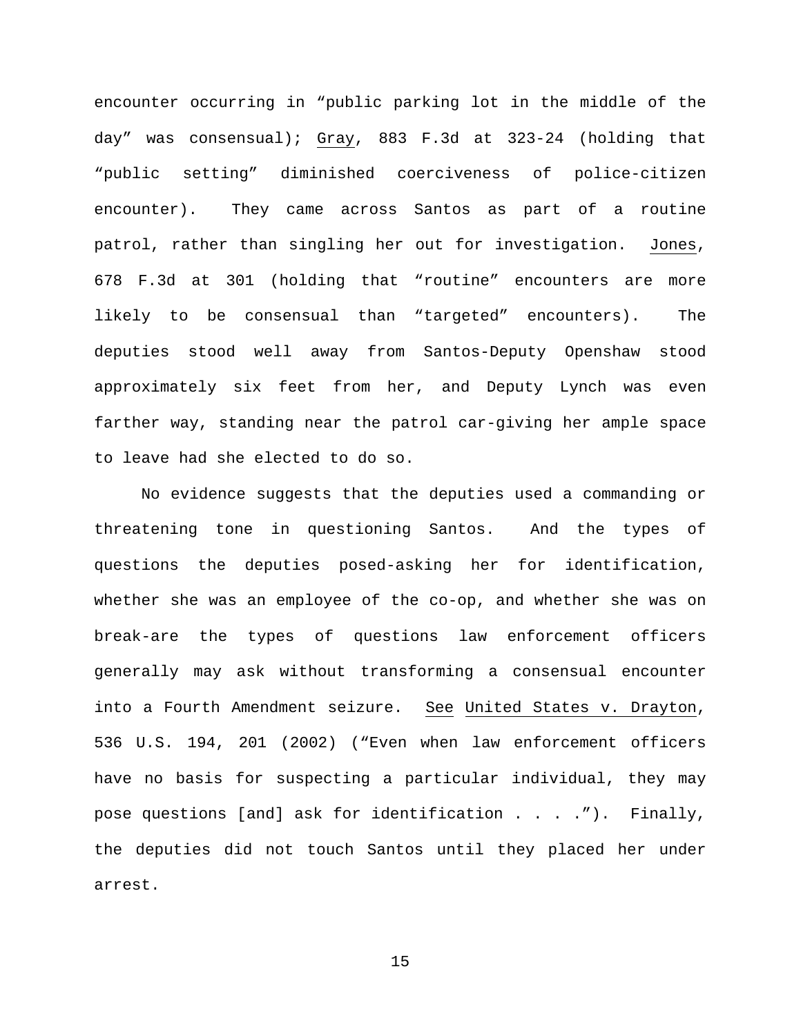encounter occurring in "public parking lot in the middle of the day" was consensual); Gray, 883 F.3d at 323-24 (holding that "public setting" diminished coerciveness of police-citizen encounter). They came across Santos as part of a routine patrol, rather than singling her out for investigation. Jones, 678 F.3d at 301 (holding that "routine" encounters are more likely to be consensual than "targeted" encounters). The deputies stood well away from Santos-Deputy Openshaw stood approximately six feet from her, and Deputy Lynch was even farther way, standing near the patrol car-giving her ample space to leave had she elected to do so.

No evidence suggests that the deputies used a commanding or threatening tone in questioning Santos. And the types of questions the deputies posed-asking her for identification, whether she was an employee of the co-op, and whether she was on break-are the types of questions law enforcement officers generally may ask without transforming a consensual encounter into a Fourth Amendment seizure. See United States v. Drayton, 536 U.S. 194, 201 (2002) ("Even when law enforcement officers have no basis for suspecting a particular individual, they may pose questions [and] ask for identification . . . ."). Finally, the deputies did not touch Santos until they placed her under arrest.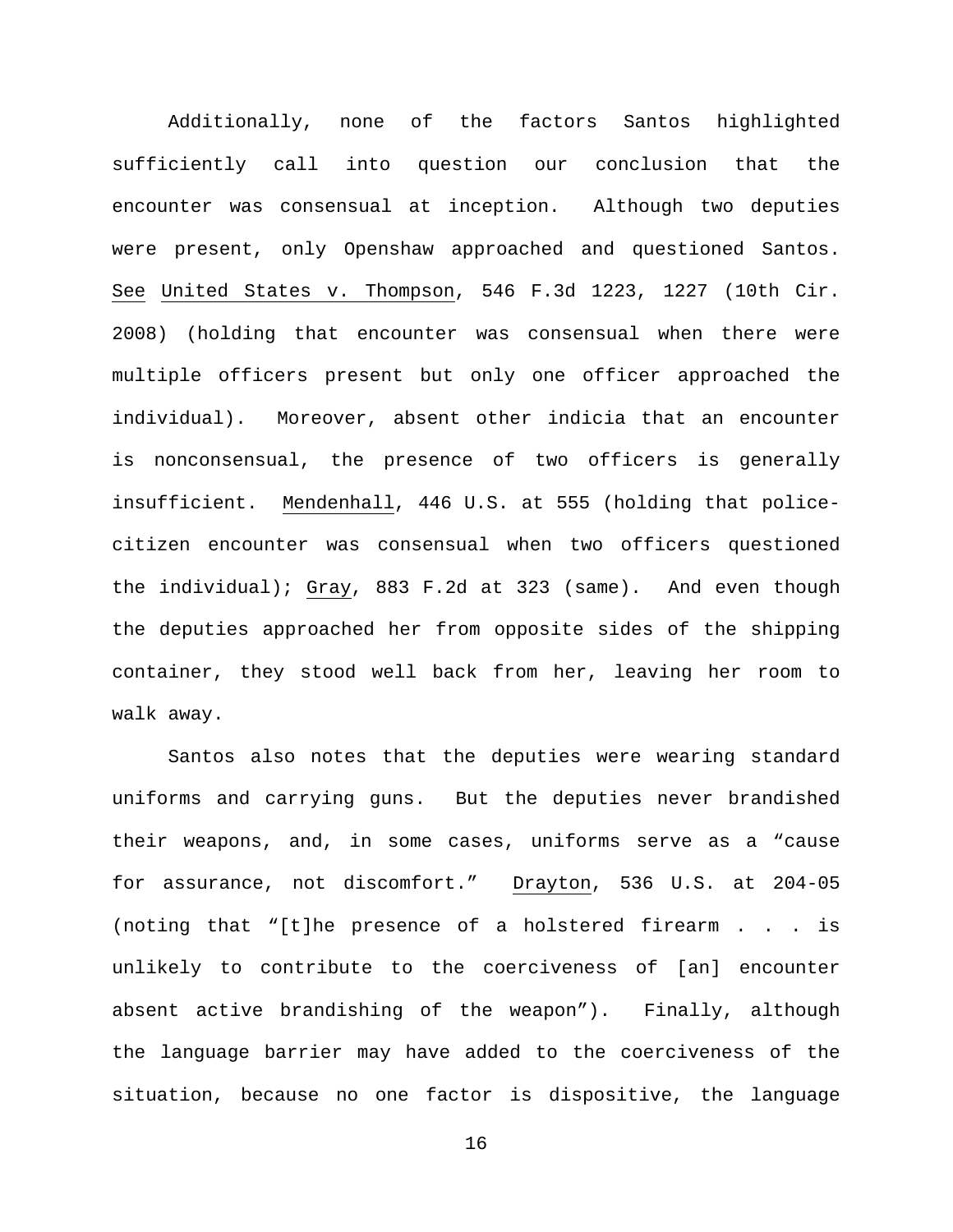Additionally, none of the factors Santos highlighted sufficiently call into question our conclusion that the encounter was consensual at inception. Although two deputies were present, only Openshaw approached and questioned Santos. See United States v. Thompson, 546 F.3d 1223, 1227 (10th Cir. 2008) (holding that encounter was consensual when there were multiple officers present but only one officer approached the individual). Moreover, absent other indicia that an encounter is nonconsensual, the presence of two officers is generally insufficient. Mendenhall, 446 U.S. at 555 (holding that police-citizen encounter was consensual when two officers questioned the individual); Gray, 883 F.2d at 323 (same). And even though the deputies approached her from opposite sides of the shipping container, they stood well back from her, leaving her room to walk away.

Santos also notes that the deputies were wearing standard uniforms and carrying guns. But the deputies never brandished their weapons, and, in some cases, uniforms serve as a "cause for assurance, not discomfort." Drayton, 536 U.S. at 204-05 (noting that "[t]he presence of a holstered firearm . . . is unlikely to contribute to the coerciveness of [an] encounter absent active brandishing of the weapon"). Finally, although the language barrier may have added to the coerciveness of the situation, because no one factor is dispositive, the language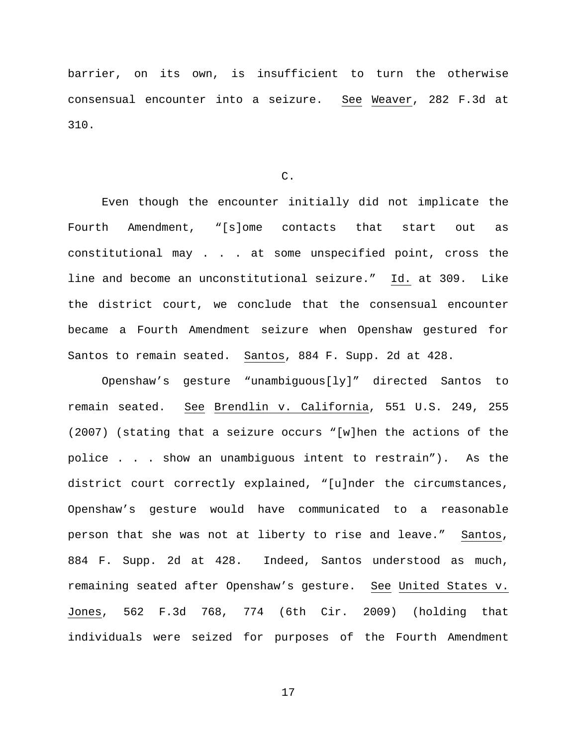barrier, on its own, is insufficient to turn the otherwise consensual encounter into a seizure. See Weaver, 282 F.3d at 310.

C.

Even though the encounter initially did not implicate the Fourth Amendment, "[s]ome contacts that start out as constitutional may . . . at some unspecified point, cross the line and become an unconstitutional seizure." Id. at 309. Like the district court, we conclude that the consensual encounter became a Fourth Amendment seizure when Openshaw gestured for Santos to remain seated. Santos, 884 F. Supp. 2d at 428.

Openshaw's gesture "unambiguous[ly]" directed Santos to remain seated. See Brendlin v. California, 551 U.S. 249, 255 (2007) (stating that a seizure occurs "[w]hen the actions of the police . . . show an unambiguous intent to restrain"). As the district court correctly explained, "[u]nder the circumstances, Openshaw's gesture would have communicated to a reasonable person that she was not at liberty to rise and leave." Santos, 884 F. Supp. 2d at 428. Indeed, Santos understood as much, remaining seated after Openshaw's gesture. See United States v. Jones, 562 F.3d 768, 774 (6th Cir. 2009) (holding that individuals were seized for purposes of the Fourth Amendment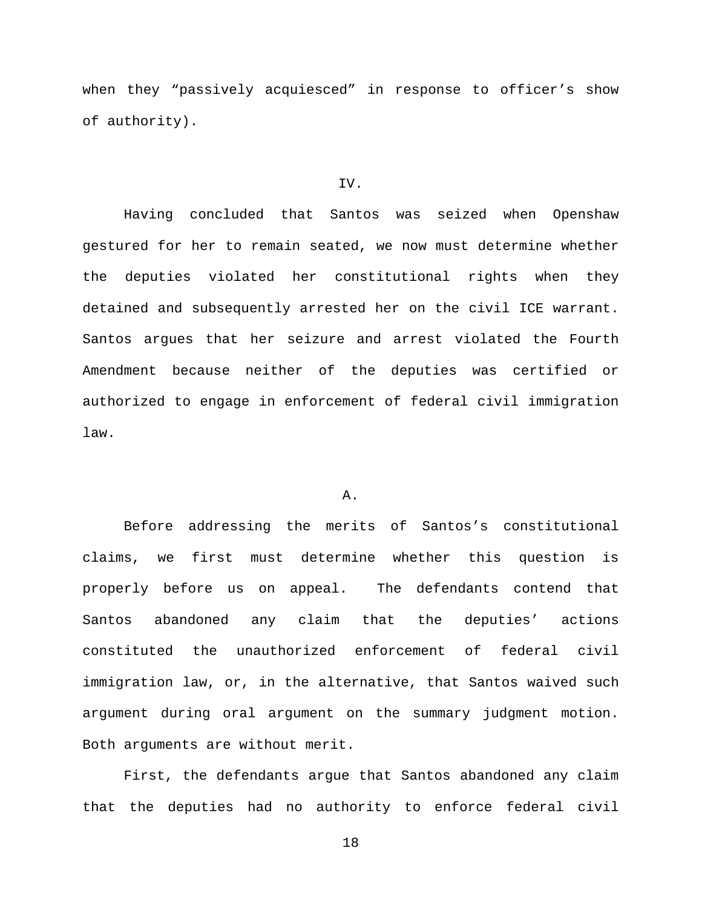when they “passively acquiesced” in response to officer’s show of authority).

## IV.

Having concluded that Santos was seized when Openshaw gestured for her to remain seated, we now must determine whether the deputies violated her constitutional rights when they detained and subsequently arrested her on the civil ICE warrant. Santos argues that her seizure and arrest violated the Fourth Amendment because neither of the deputies was certified or authorized to engage in enforcement of federal civil immigration law.

### A.

Before addressing the merits of Santos’s constitutional claims, we first must determine whether this question is properly before us on appeal. The defendants contend that Santos abandoned any claim that the deputies’ actions constituted the unauthorized enforcement of federal civil immigration law, or, in the alternative, that Santos waived such argument during oral argument on the summary judgment motion. Both arguments are without merit.

First, the defendants argue that Santos abandoned any claim that the deputies had no authority to enforce federal civil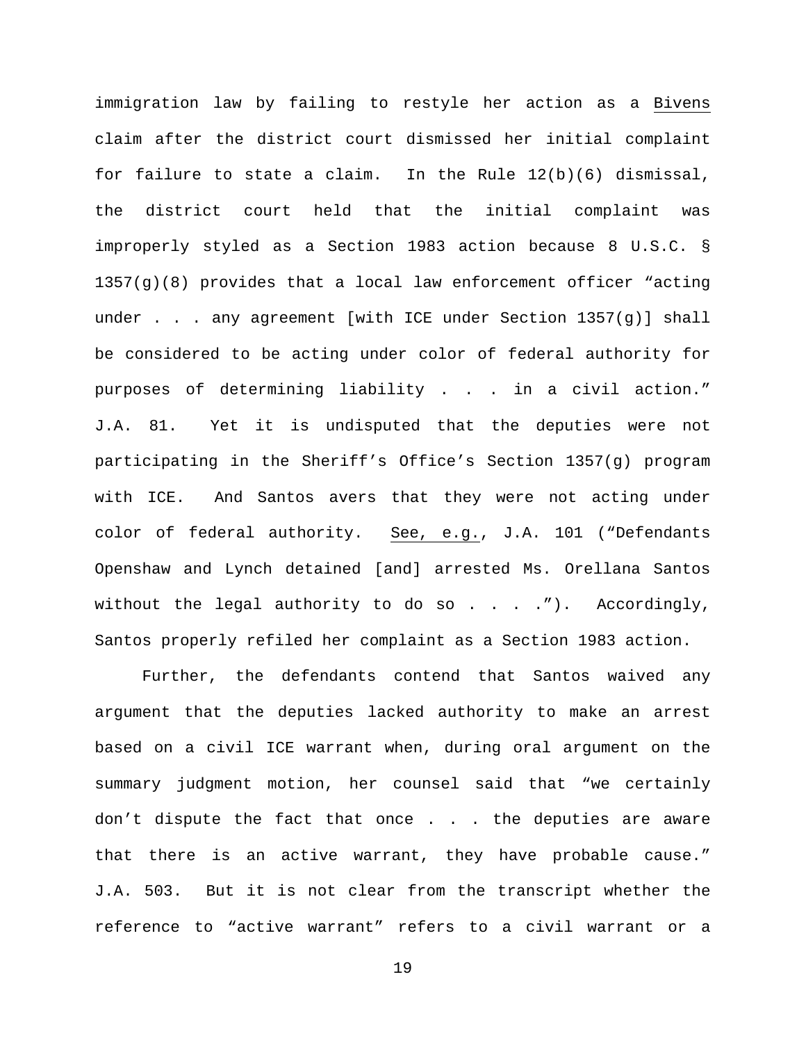immigration law by failing to restyle her action as a Bivens claim after the district court dismissed her initial complaint for failure to state a claim. In the Rule 12(b)(6) dismissal, the district court held that the initial complaint was improperly styled as a Section 1983 action because 8 U.S.C. § 1357(g)(8) provides that a local law enforcement officer "acting under . . . any agreement [with ICE under Section 1357(g)] shall be considered to be acting under color of federal authority for purposes of determining liability . . . in a civil action." J.A. 81. Yet it is undisputed that the deputies were not participating in the Sheriff's Office's Section 1357(g) program with ICE. And Santos avers that they were not acting under color of federal authority. See, e.g., J.A. 101 ("Defendants Openshaw and Lynch detained [and] arrested Ms. Orellana Santos without the legal authority to do so . . . ."). Accordingly, Santos properly refiled her complaint as a Section 1983 action.

Further, the defendants contend that Santos waived any argument that the deputies lacked authority to make an arrest based on a civil ICE warrant when, during oral argument on the summary judgment motion, her counsel said that "we certainly don't dispute the fact that once . . . the deputies are aware that there is an active warrant, they have probable cause." J.A. 503. But it is not clear from the transcript whether the reference to "active warrant" refers to a civil warrant or a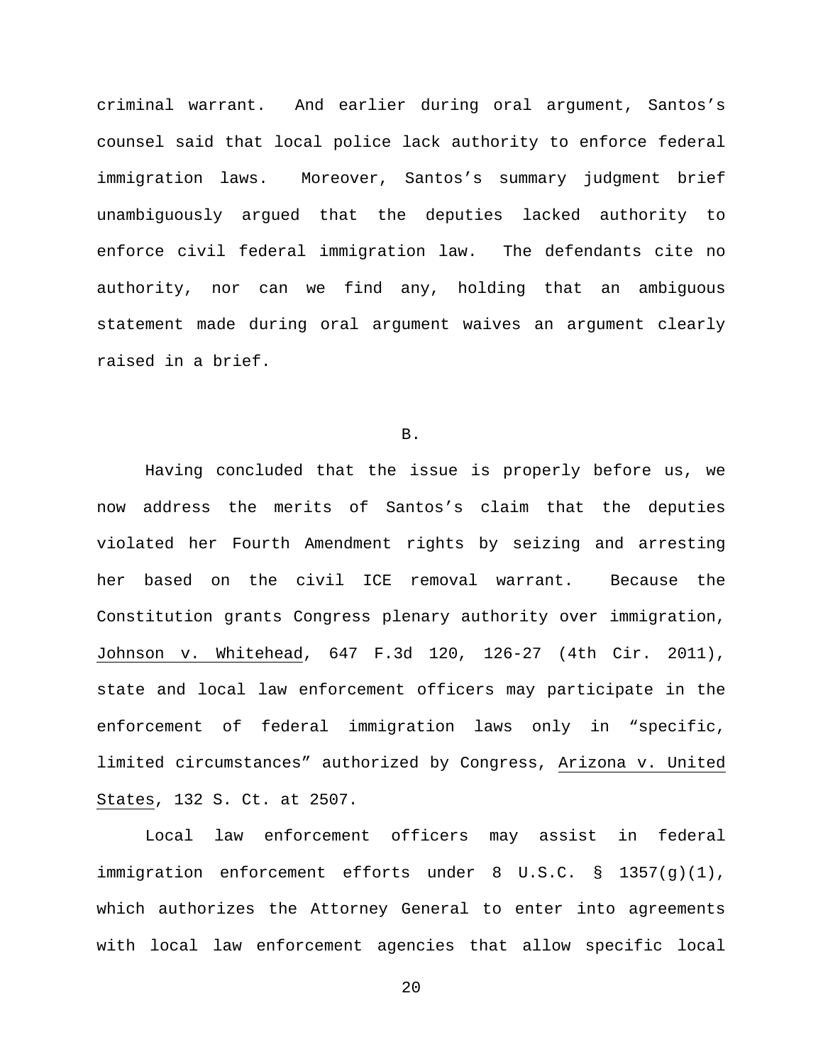criminal warrant. And earlier during oral argument, Santos's counsel said that local police lack authority to enforce federal immigration laws. Moreover, Santos's summary judgment brief unambiguously argued that the deputies lacked authority to enforce civil federal immigration law. The defendants cite no authority, nor can we find any, holding that an ambiguous statement made during oral argument waives an argument clearly raised in a brief.

B.

Having concluded that the issue is properly before us, we now address the merits of Santos's claim that the deputies violated her Fourth Amendment rights by seizing and arresting her based on the civil ICE removal warrant. Because the Constitution grants Congress plenary authority over immigration, Johnson v. Whitehead, 647 F.3d 120, 126-27 (4th Cir. 2011), state and local law enforcement officers may participate in the enforcement of federal immigration laws only in "specific, limited circumstances" authorized by Congress, Arizona v. United States, 132 S. Ct. at 2507.

Local law enforcement officers may assist in federal immigration enforcement efforts under 8 U.S.C. § 1357(g)(1), which authorizes the Attorney General to enter into agreements with local law enforcement agencies that allow specific local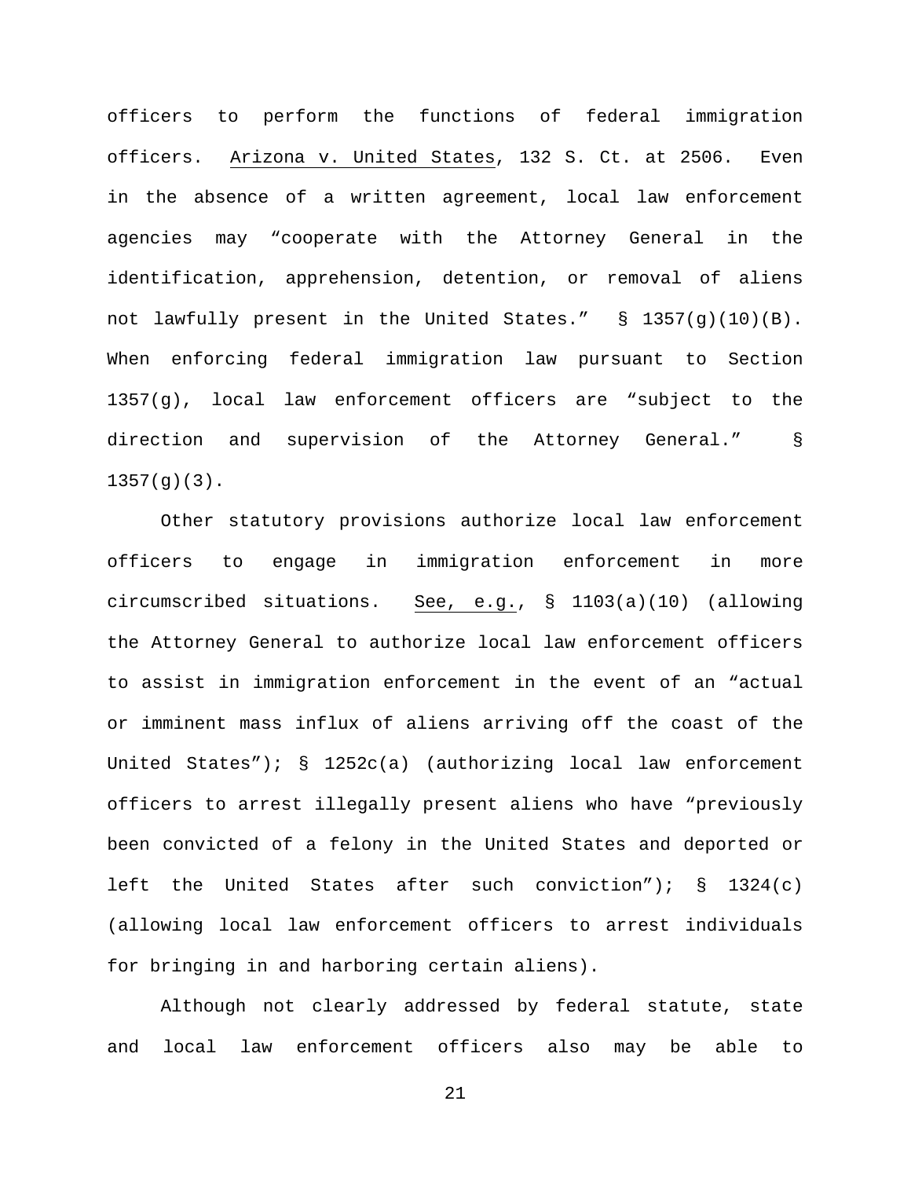officers to perform the functions of federal immigration officers. Arizona v. United States, 132 S. Ct. at 2506. Even in the absence of a written agreement, local law enforcement agencies may "cooperate with the Attorney General in the identification, apprehension, detention, or removal of aliens not lawfully present in the United States." § 1357(g)(10)(B). When enforcing federal immigration law pursuant to Section 1357(g), local law enforcement officers are "subject to the direction and supervision of the Attorney General." § 1357(g)(3).

Other statutory provisions authorize local law enforcement officers to engage in immigration enforcement in more circumscribed situations. See, e.g., § 1103(a)(10) (allowing the Attorney General to authorize local law enforcement officers to assist in immigration enforcement in the event of an "actual or imminent mass influx of aliens arriving off the coast of the United States"); § 1252c(a) (authorizing local law enforcement officers to arrest illegally present aliens who have "previously been convicted of a felony in the United States and deported or left the United States after such conviction"); § 1324(c) (allowing local law enforcement officers to arrest individuals for bringing in and harboring certain aliens).

Although not clearly addressed by federal statute, state and local law enforcement officers also may be able to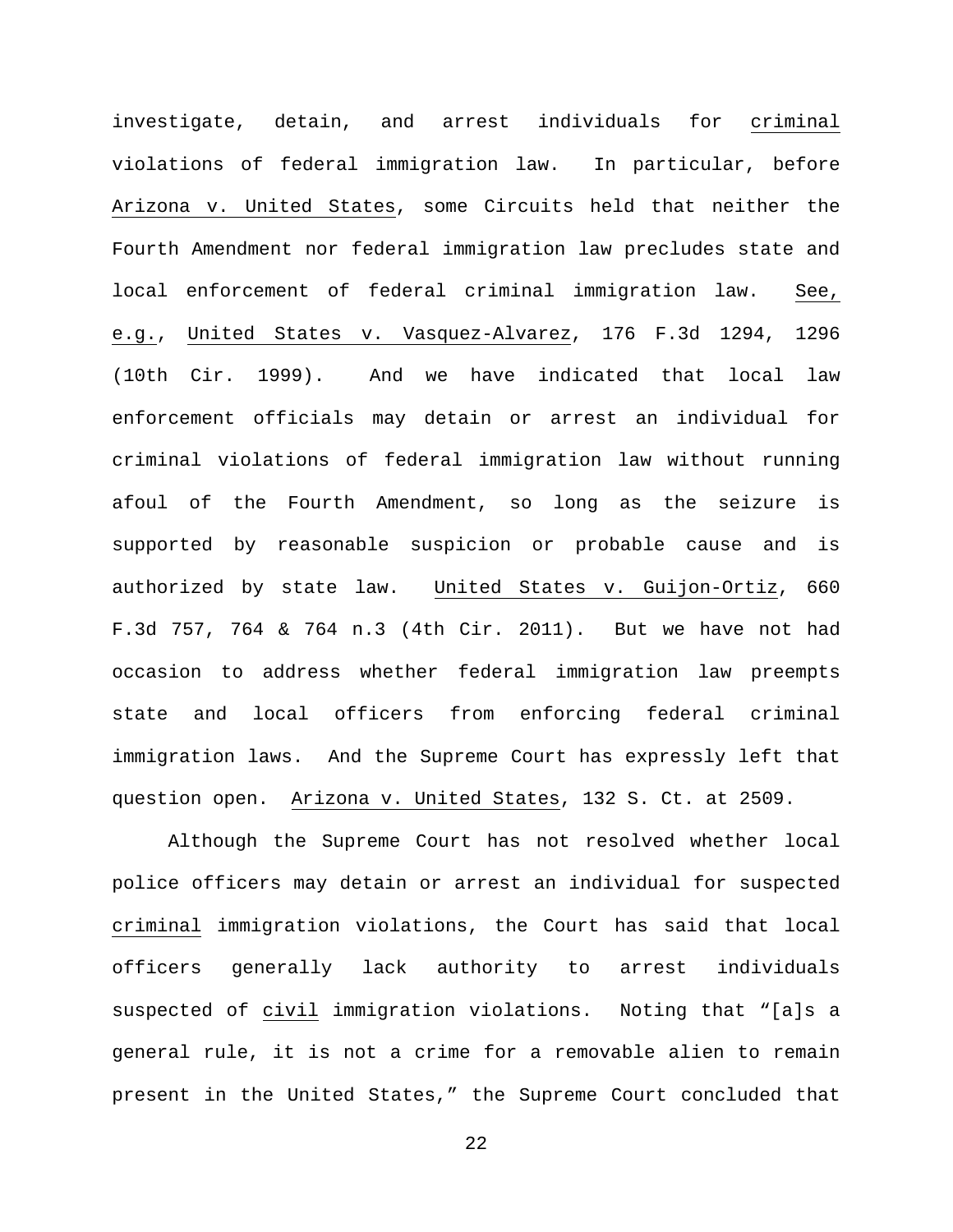investigate, detain, and arrest individuals for <u>criminal</u> violations of federal immigration law. In particular, before <u>Arizona v. United States</u>, some Circuits held that neither the Fourth Amendment nor federal immigration law precludes state and local enforcement of federal criminal immigration law. <u>See, e.g.</u>, <u>United States v. Vasquez-Alvarez</u>, 176 F.3d 1294, 1296 (10th Cir. 1999). And we have indicated that local law enforcement officials may detain or arrest an individual for criminal violations of federal immigration law without running afoul of the Fourth Amendment, so long as the seizure is supported by reasonable suspicion or probable cause and is authorized by state law. <u>United States v. Guijon-Ortiz</u>, 660 F.3d 757, 764 & 764 n.3 (4th Cir. 2011). But we have not had occasion to address whether federal immigration law preempts state and local officers from enforcing federal criminal immigration laws. And the Supreme Court has expressly left that question open. <u>Arizona v. United States</u>, 132 S. Ct. at 2509.

Although the Supreme Court has not resolved whether local police officers may detain or arrest an individual for suspected <u>criminal</u> immigration violations, the Court has said that local officers generally lack authority to arrest individuals suspected of <u>civil</u> immigration violations. Noting that "[a]s a general rule, it is not a crime for a removable alien to remain present in the United States," the Supreme Court concluded that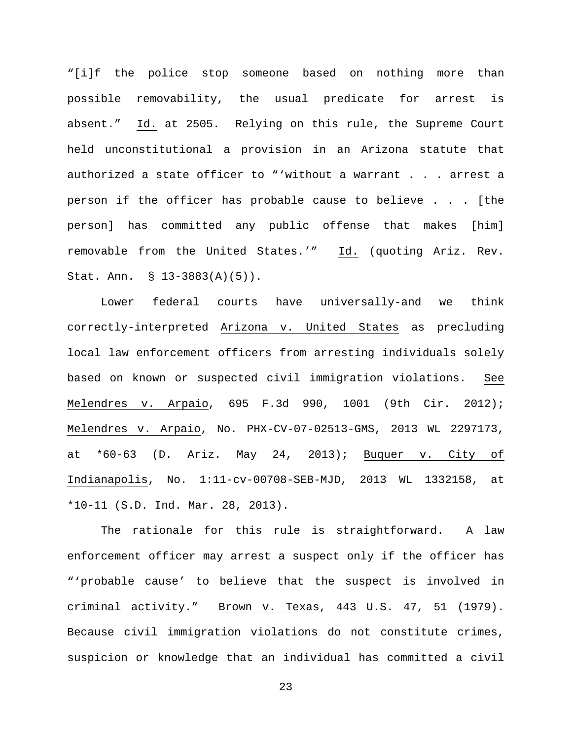"[i]f the police stop someone based on nothing more than possible removability, the usual predicate for arrest is absent." Id. at 2505. Relying on this rule, the Supreme Court held unconstitutional a provision in an Arizona statute that authorized a state officer to "'without a warrant . . . arrest a person if the officer has probable cause to believe . . . [the person] has committed any public offense that makes [him] removable from the United States.'" Id. (quoting Ariz. Rev. Stat. Ann. § 13-3883(A)(5)).

Lower federal courts have universally-and we think correctly-interpreted Arizona v. United States as precluding local law enforcement officers from arresting individuals solely based on known or suspected civil immigration violations. See Melendres v. Arpaio, 695 F.3d 990, 1001 (9th Cir. 2012); Melendres v. Arpaio, No. PHX-CV-07-02513-GMS, 2013 WL 2297173, at *60-63 (D. Ariz. May 24, 2013); Buquer v. City of Indianapolis, No. 1:11-cv-00708-SEB-MJD, 2013 WL 1332158, at *10-11 (S.D. Ind. Mar. 28, 2013).

The rationale for this rule is straightforward. A law enforcement officer may arrest a suspect only if the officer has "'probable cause' to believe that the suspect is involved in criminal activity." Brown v. Texas, 443 U.S. 47, 51 (1979). Because civil immigration violations do not constitute crimes, suspicion or knowledge that an individual has committed a civil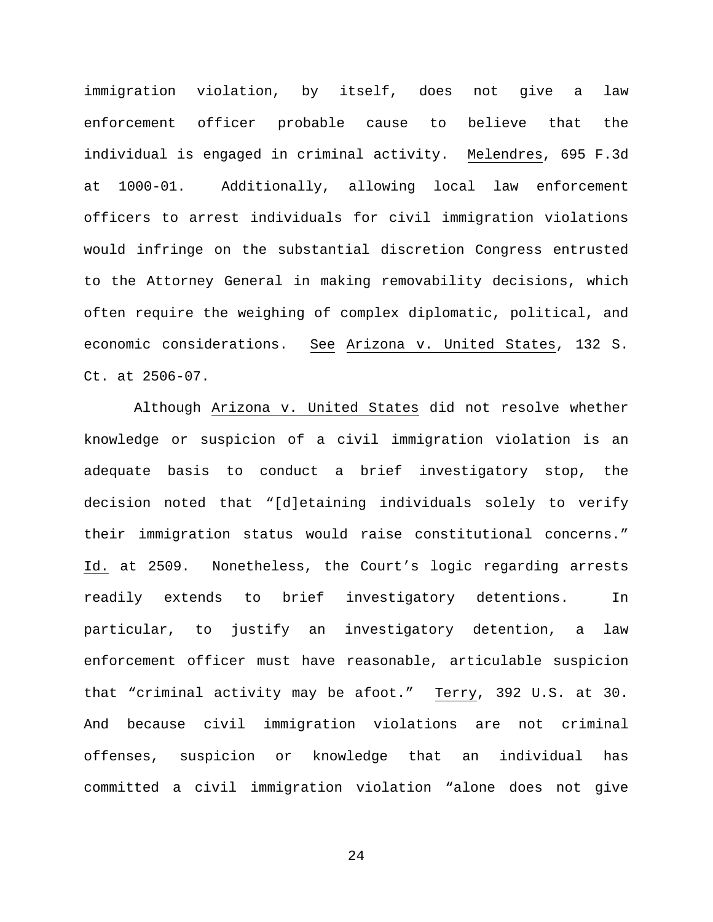immigration violation, by itself, does not give a law enforcement officer probable cause to believe that the individual is engaged in criminal activity. Melendres, 695 F.3d at 1000-01. Additionally, allowing local law enforcement officers to arrest individuals for civil immigration violations would infringe on the substantial discretion Congress entrusted to the Attorney General in making removability decisions, which often require the weighing of complex diplomatic, political, and economic considerations. See Arizona v. United States, 132 S. Ct. at 2506-07.

Although Arizona v. United States did not resolve whether knowledge or suspicion of a civil immigration violation is an adequate basis to conduct a brief investigatory stop, the decision noted that "[d]etaining individuals solely to verify their immigration status would raise constitutional concerns." Id. at 2509. Nonetheless, the Court's logic regarding arrests readily extends to brief investigatory detentions. In particular, to justify an investigatory detention, a law enforcement officer must have reasonable, articulable suspicion that "criminal activity may be afoot." Terry, 392 U.S. at 30. And because civil immigration violations are not criminal offenses, suspicion or knowledge that an individual has committed a civil immigration violation "alone does not give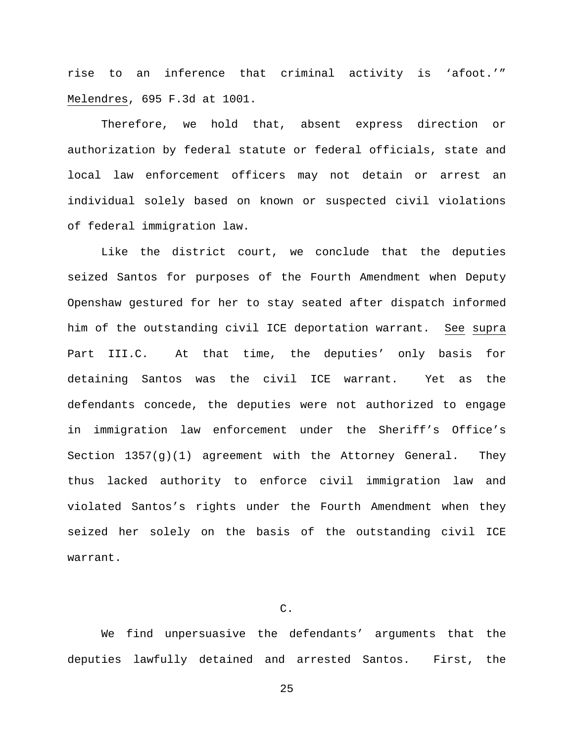rise to an inference that criminal activity is 'afoot.'" Melendres, 695 F.3d at 1001.

Therefore, we hold that, absent express direction or authorization by federal statute or federal officials, state and local law enforcement officers may not detain or arrest an individual solely based on known or suspected civil violations of federal immigration law.

Like the district court, we conclude that the deputies seized Santos for purposes of the Fourth Amendment when Deputy Openshaw gestured for her to stay seated after dispatch informed him of the outstanding civil ICE deportation warrant. See supra Part III.C. At that time, the deputies' only basis for detaining Santos was the civil ICE warrant. Yet as the defendants concede, the deputies were not authorized to engage in immigration law enforcement under the Sheriff's Office's Section 1357(g)(1) agreement with the Attorney General. They thus lacked authority to enforce civil immigration law and violated Santos's rights under the Fourth Amendment when they seized her solely on the basis of the outstanding civil ICE warrant.

### C.

We find unpersuasive the defendants' arguments that the deputies lawfully detained and arrested Santos. First, the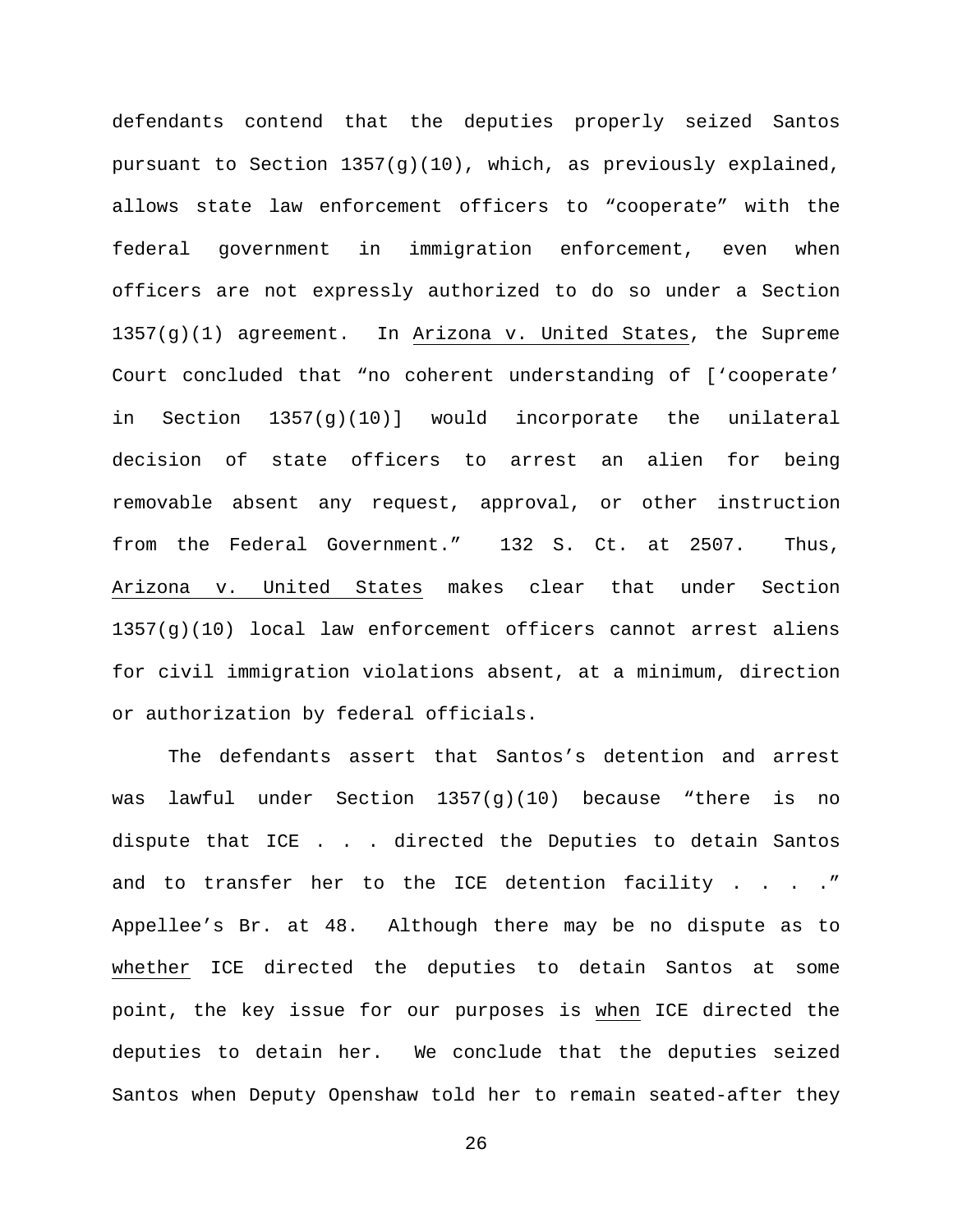defendants contend that the deputies properly seized Santos pursuant to Section 1357(g)(10), which, as previously explained, allows state law enforcement officers to "cooperate" with the federal government in immigration enforcement, even when officers are not expressly authorized to do so under a Section 1357(g)(1) agreement. In Arizona v. United States, the Supreme Court concluded that "no coherent understanding of ['cooperate' in Section 1357(g)(10)] would incorporate the unilateral decision of state officers to arrest an alien for being removable absent any request, approval, or other instruction from the Federal Government." 132 S. Ct. at 2507. Thus, Arizona v. United States makes clear that under Section 1357(g)(10) local law enforcement officers cannot arrest aliens for civil immigration violations absent, at a minimum, direction or authorization by federal officials.

The defendants assert that Santos's detention and arrest was lawful under Section 1357(g)(10) because "there is no dispute that ICE . . . directed the Deputies to detain Santos and to transfer her to the ICE detention facility . . . ." Appellee's Br. at 48. Although there may be no dispute as to whether ICE directed the deputies to detain Santos at some point, the key issue for our purposes is when ICE directed the deputies to detain her. We conclude that the deputies seized Santos when Deputy Openshaw told her to remain seated-after they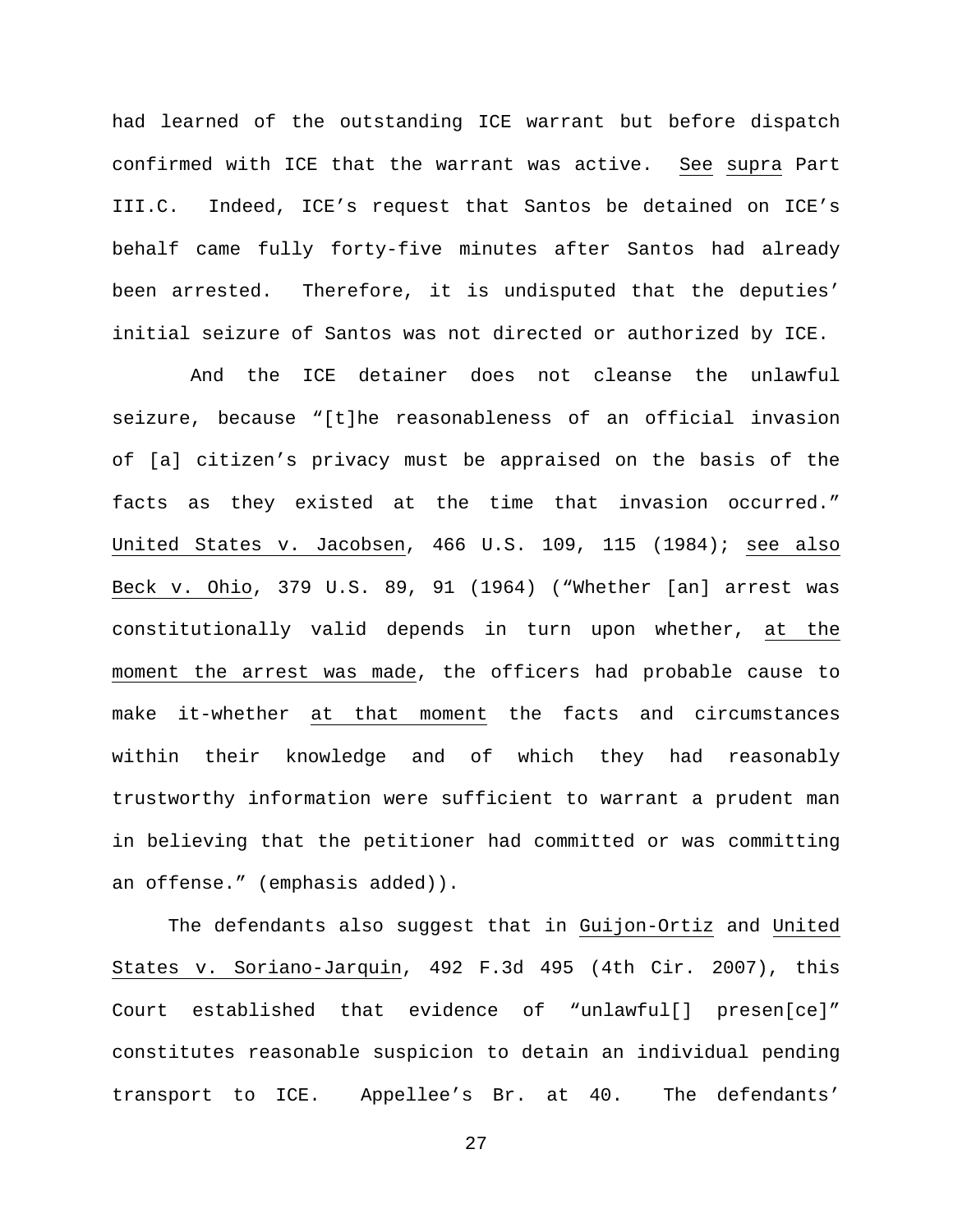had learned of the outstanding ICE warrant but before dispatch confirmed with ICE that the warrant was active. See supra Part III.C. Indeed, ICE's request that Santos be detained on ICE's behalf came fully forty-five minutes after Santos had already been arrested. Therefore, it is undisputed that the deputies' initial seizure of Santos was not directed or authorized by ICE.

And the ICE detainer does not cleanse the unlawful seizure, because "[t]he reasonableness of an official invasion of [a] citizen's privacy must be appraised on the basis of the facts as they existed at the time that invasion occurred." United States v. Jacobsen, 466 U.S. 109, 115 (1984); see also Beck v. Ohio, 379 U.S. 89, 91 (1964) ("Whether [an] arrest was constitutionally valid depends in turn upon whether, at the moment the arrest was made, the officers had probable cause to make it-whether at that moment the facts and circumstances within their knowledge and of which they had reasonably trustworthy information were sufficient to warrant a prudent man in believing that the petitioner had committed or was committing an offense." (emphasis added)).

The defendants also suggest that in Guijon-Ortiz and United States v. Soriano-Jarquin, 492 F.3d 495 (4th Cir. 2007), this Court established that evidence of "unlawful[] presen[ce]" constitutes reasonable suspicion to detain an individual pending transport to ICE. Appellee's Br. at 40. The defendants'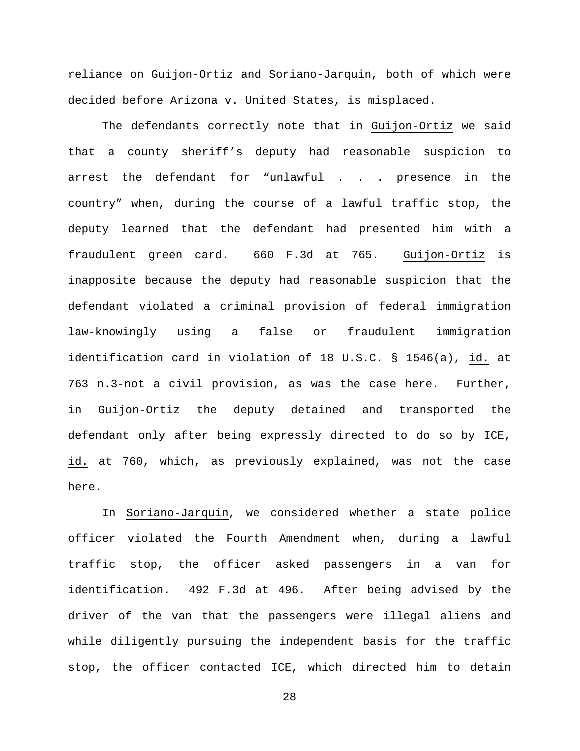reliance on Guijon-Ortiz and Soriano-Jarquin, both of which were decided before Arizona v. United States, is misplaced.

The defendants correctly note that in Guijon-Ortiz we said that a county sheriff's deputy had reasonable suspicion to arrest the defendant for "unlawful . . . presence in the country" when, during the course of a lawful traffic stop, the deputy learned that the defendant had presented him with a fraudulent green card. 660 F.3d at 765. Guijon-Ortiz is inapposite because the deputy had reasonable suspicion that the defendant violated a criminal provision of federal immigration law-knowingly using a false or fraudulent immigration identification card in violation of 18 U.S.C. § 1546(a), id. at 763 n.3-not a civil provision, as was the case here. Further, in Guijon-Ortiz the deputy detained and transported the defendant only after being expressly directed to do so by ICE, id. at 760, which, as previously explained, was not the case here.

In Soriano-Jarquin, we considered whether a state police officer violated the Fourth Amendment when, during a lawful traffic stop, the officer asked passengers in a van for identification. 492 F.3d at 496. After being advised by the driver of the van that the passengers were illegal aliens and while diligently pursuing the independent basis for the traffic stop, the officer contacted ICE, which directed him to detain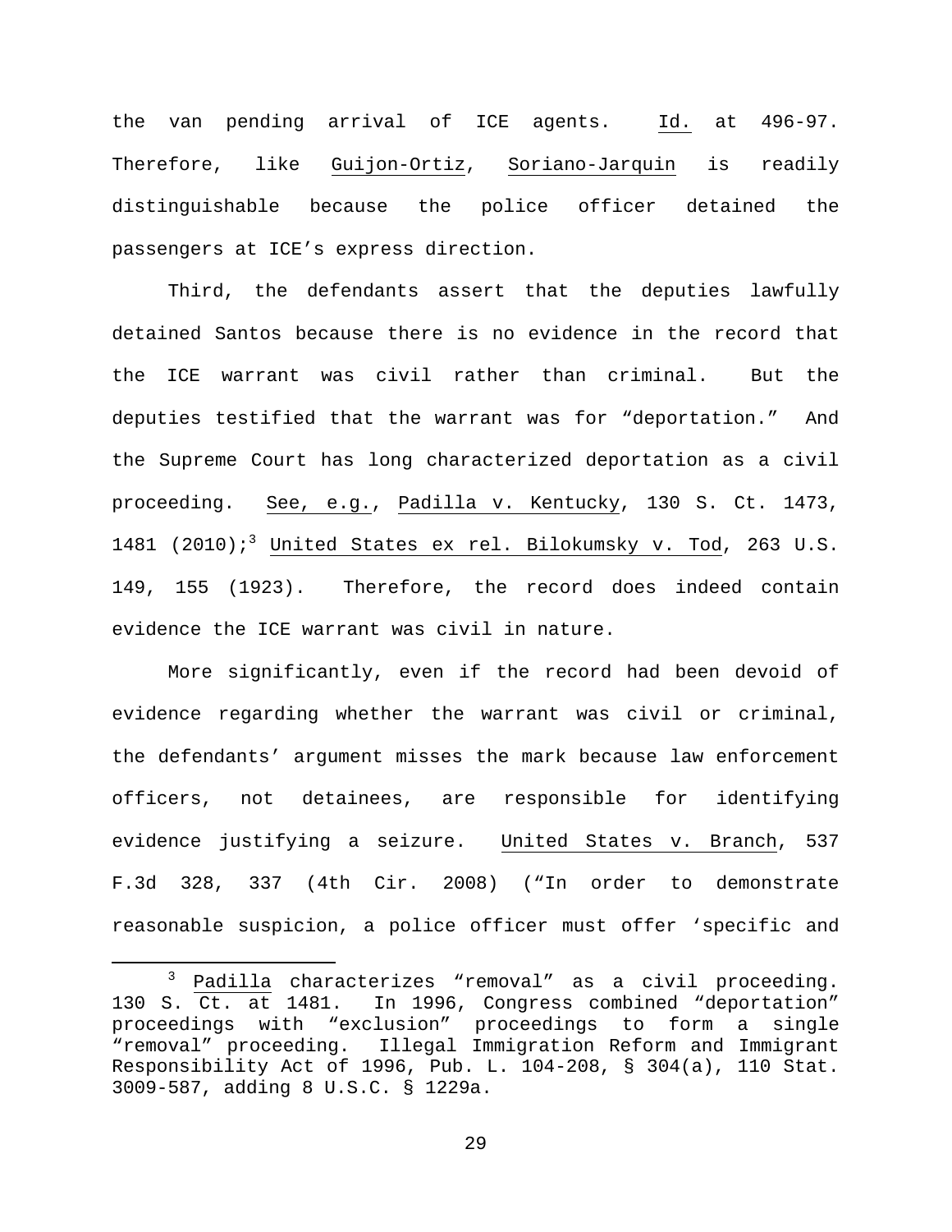the van pending arrival of ICE agents. Id. at 496-97. Therefore, like Guijon-Ortiz, Soriano-Jarquin is readily distinguishable because the police officer detained the passengers at ICE's express direction.

Third, the defendants assert that the deputies lawfully detained Santos because there is no evidence in the record that the ICE warrant was civil rather than criminal. But the deputies testified that the warrant was for "deportation." And the Supreme Court has long characterized deportation as a civil proceeding. See, e.g., Padilla v. Kentucky, 130 S. Ct. 1473, 1481 (2010);[3] United States ex rel. Bilokumsky v. Tod, 263 U.S. 149, 155 (1923). Therefore, the record does indeed contain evidence the ICE warrant was civil in nature.

More significantly, even if the record had been devoid of evidence regarding whether the warrant was civil or criminal, the defendants' argument misses the mark because law enforcement officers, not detainees, are responsible for identifying evidence justifying a seizure. United States v. Branch, 537 F.3d 328, 337 (4th Cir. 2008) ("In order to demonstrate reasonable suspicion, a police officer must offer 'specific and

---

[3] Padilla characterizes "removal" as a civil proceeding. 130 S. Ct. at 1481. In 1996, Congress combined "deportation" proceedings with "exclusion" proceedings to form a single "removal" proceeding. Illegal Immigration Reform and Immigrant Responsibility Act of 1996, Pub. L. 104-208, § 304(a), 110 Stat. 3009-587, adding 8 U.S.C. § 1229a.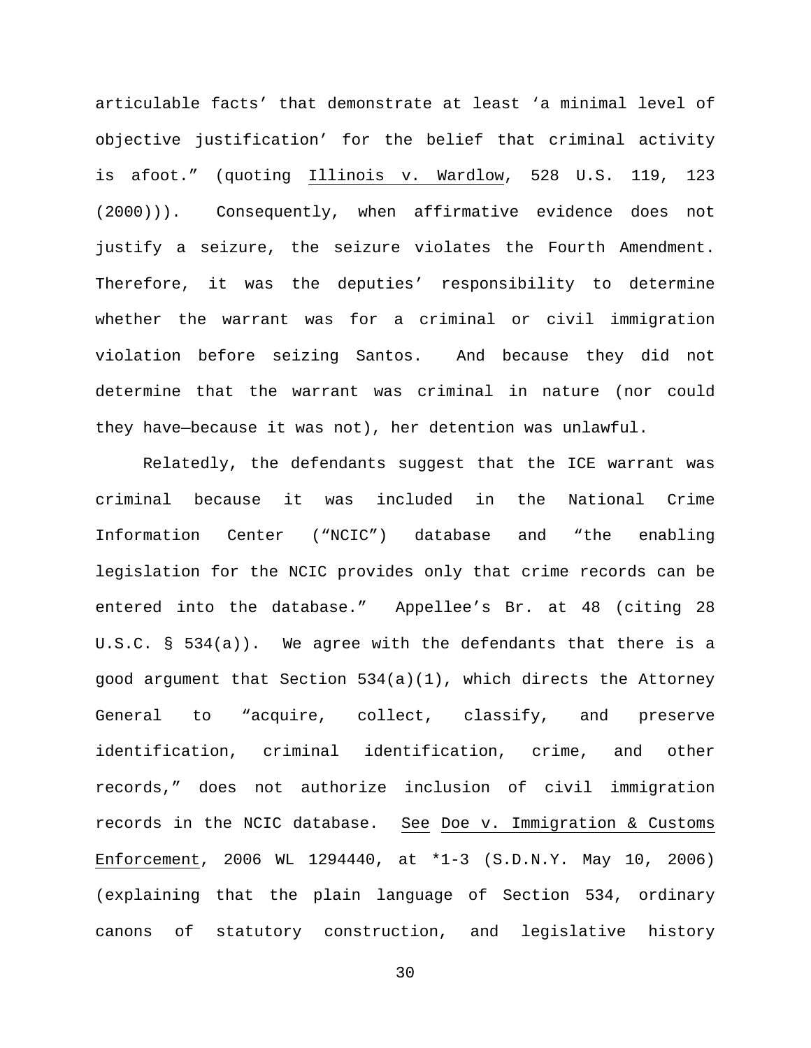articulable facts' that demonstrate at least 'a minimal level of objective justification' for the belief that criminal activity is afoot." (quoting Illinois v. Wardlow, 528 U.S. 119, 123 (2000))). Consequently, when affirmative evidence does not justify a seizure, the seizure violates the Fourth Amendment. Therefore, it was the deputies' responsibility to determine whether the warrant was for a criminal or civil immigration violation before seizing Santos. And because they did not determine that the warrant was criminal in nature (nor could they have—because it was not), her detention was unlawful.

Relatedly, the defendants suggest that the ICE warrant was criminal because it was included in the National Crime Information Center ("NCIC") database and "the enabling legislation for the NCIC provides only that crime records can be entered into the database." Appellee's Br. at 48 (citing 28 U.S.C. § 534(a)). We agree with the defendants that there is a good argument that Section 534(a)(1), which directs the Attorney General to "acquire, collect, classify, and preserve identification, criminal identification, crime, and other records," does not authorize inclusion of civil immigration records in the NCIC database. See Doe v. Immigration & Customs Enforcement, 2006 WL 1294440, at *1-3 (S.D.N.Y. May 10, 2006) (explaining that the plain language of Section 534, ordinary canons of statutory construction, and legislative history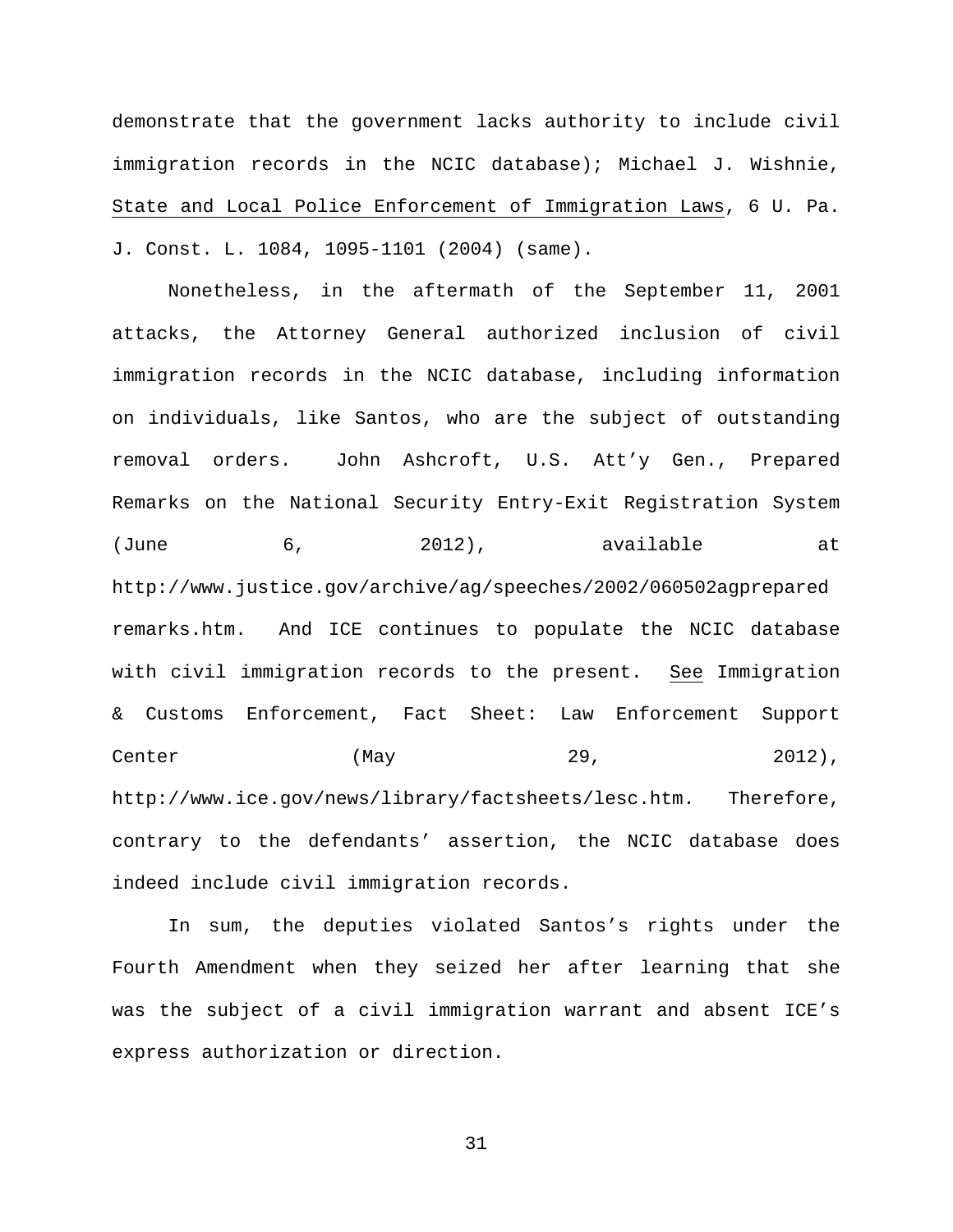demonstrate that the government lacks authority to include civil immigration records in the NCIC database); Michael J. Wishnie, State and Local Police Enforcement of Immigration Laws, 6 U. Pa. J. Const. L. 1084, 1095-1101 (2004) (same).

Nonetheless, in the aftermath of the September 11, 2001 attacks, the Attorney General authorized inclusion of civil immigration records in the NCIC database, including information on individuals, like Santos, who are the subject of outstanding removal orders. John Ashcroft, U.S. Att'y Gen., Prepared Remarks on the National Security Entry-Exit Registration System (June 6, 2012), available at http://www.justice.gov/archive/ag/speeches/2002/060502agprepared remarks.htm. And ICE continues to populate the NCIC database with civil immigration records to the present. See Immigration & Customs Enforcement, Fact Sheet: Law Enforcement Support Center (May 29, 2012), http://www.ice.gov/news/library/factsheets/lesc.htm. Therefore, contrary to the defendants' assertion, the NCIC database does indeed include civil immigration records.

In sum, the deputies violated Santos's rights under the Fourth Amendment when they seized her after learning that she was the subject of a civil immigration warrant and absent ICE's express authorization or direction.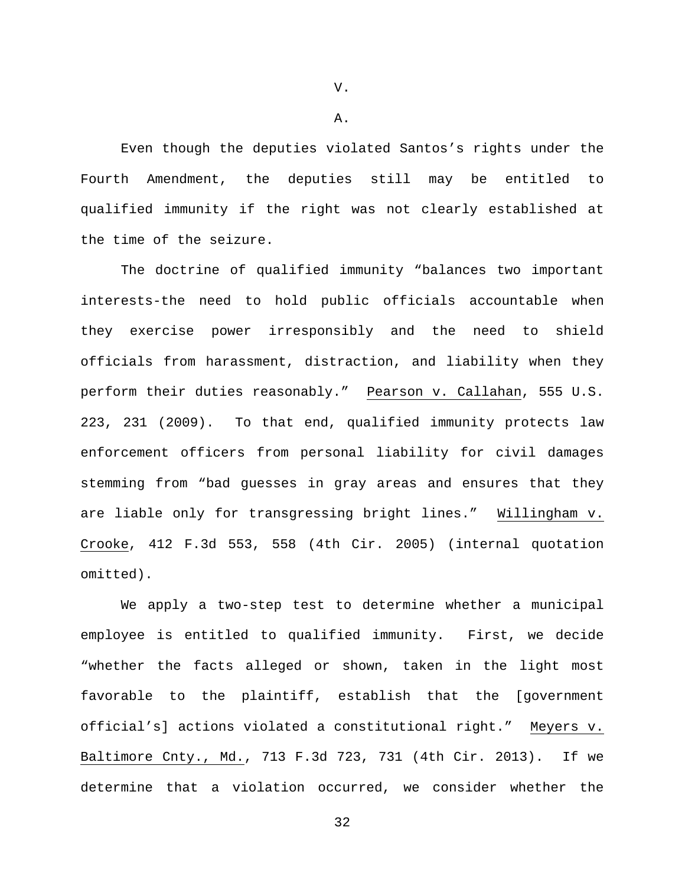V.

A.

Even though the deputies violated Santos's rights under the Fourth Amendment, the deputies still may be entitled to qualified immunity if the right was not clearly established at the time of the seizure.

The doctrine of qualified immunity "balances two important interests-the need to hold public officials accountable when they exercise power irresponsibly and the need to shield officials from harassment, distraction, and liability when they perform their duties reasonably." Pearson v. Callahan, 555 U.S. 223, 231 (2009). To that end, qualified immunity protects law enforcement officers from personal liability for civil damages stemming from "bad guesses in gray areas and ensures that they are liable only for transgressing bright lines." Willingham v. Crooke, 412 F.3d 553, 558 (4th Cir. 2005) (internal quotation omitted).

We apply a two-step test to determine whether a municipal employee is entitled to qualified immunity. First, we decide "whether the facts alleged or shown, taken in the light most favorable to the plaintiff, establish that the [government official's] actions violated a constitutional right." Meyers v. Baltimore Cnty., Md., 713 F.3d 723, 731 (4th Cir. 2013). If we determine that a violation occurred, we consider whether the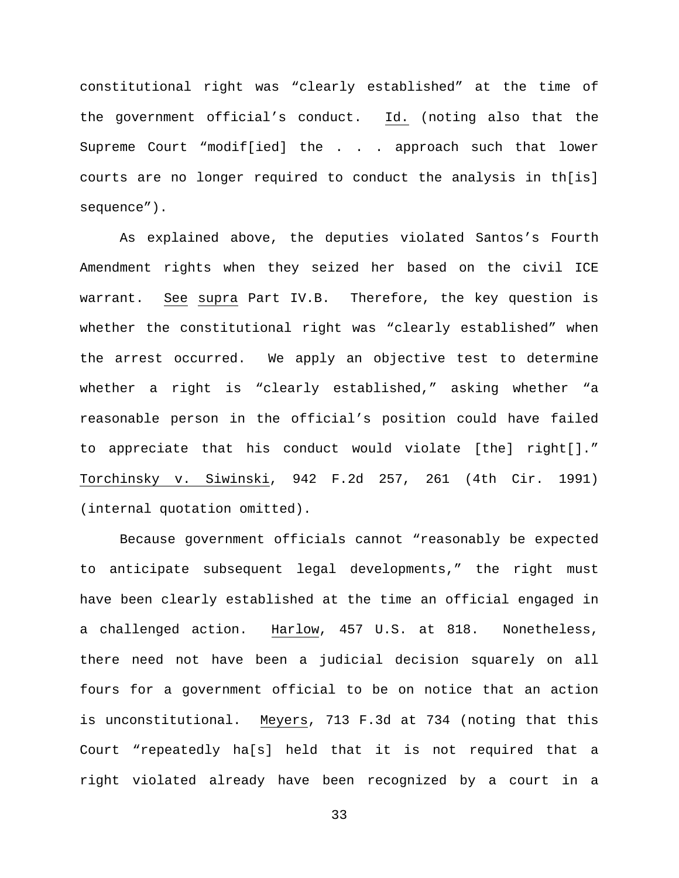constitutional right was "clearly established" at the time of the government official's conduct. Id. (noting also that the Supreme Court "modif[ied] the . . . approach such that lower courts are no longer required to conduct the analysis in th[is] sequence").

As explained above, the deputies violated Santos's Fourth Amendment rights when they seized her based on the civil ICE warrant. See supra Part IV.B. Therefore, the key question is whether the constitutional right was "clearly established" when the arrest occurred. We apply an objective test to determine whether a right is "clearly established," asking whether "a reasonable person in the official's position could have failed to appreciate that his conduct would violate [the] right[]." Torchinsky v. Siwinski, 942 F.2d 257, 261 (4th Cir. 1991) (internal quotation omitted).

Because government officials cannot "reasonably be expected to anticipate subsequent legal developments," the right must have been clearly established at the time an official engaged in a challenged action. Harlow, 457 U.S. at 818. Nonetheless, there need not have been a judicial decision squarely on all fours for a government official to be on notice that an action is unconstitutional. Meyers, 713 F.3d at 734 (noting that this Court "repeatedly ha[s] held that it is not required that a right violated already have been recognized by a court in a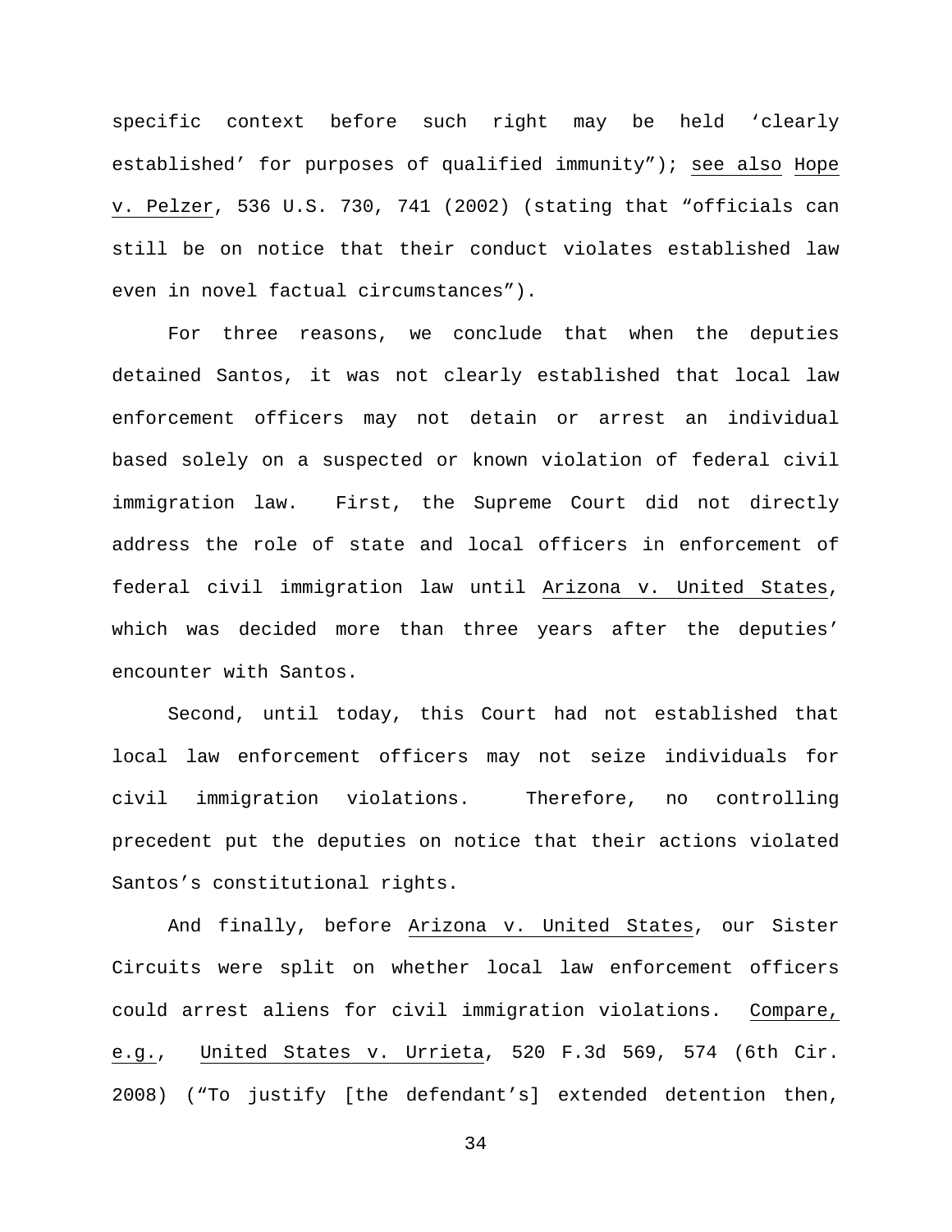specific context before such right may be held ‘clearly established’ for purposes of qualified immunity”); see also Hope v. Pelzer, 536 U.S. 730, 741 (2002) (stating that “officials can still be on notice that their conduct violates established law even in novel factual circumstances”).

For three reasons, we conclude that when the deputies detained Santos, it was not clearly established that local law enforcement officers may not detain or arrest an individual based solely on a suspected or known violation of federal civil immigration law. First, the Supreme Court did not directly address the role of state and local officers in enforcement of federal civil immigration law until Arizona v. United States, which was decided more than three years after the deputies’ encounter with Santos.

Second, until today, this Court had not established that local law enforcement officers may not seize individuals for civil immigration violations. Therefore, no controlling precedent put the deputies on notice that their actions violated Santos’s constitutional rights.

And finally, before Arizona v. United States, our Sister Circuits were split on whether local law enforcement officers could arrest aliens for civil immigration violations. Compare, e.g., United States v. Urrieta, 520 F.3d 569, 574 (6th Cir. 2008) (“To justify [the defendant’s] extended detention then,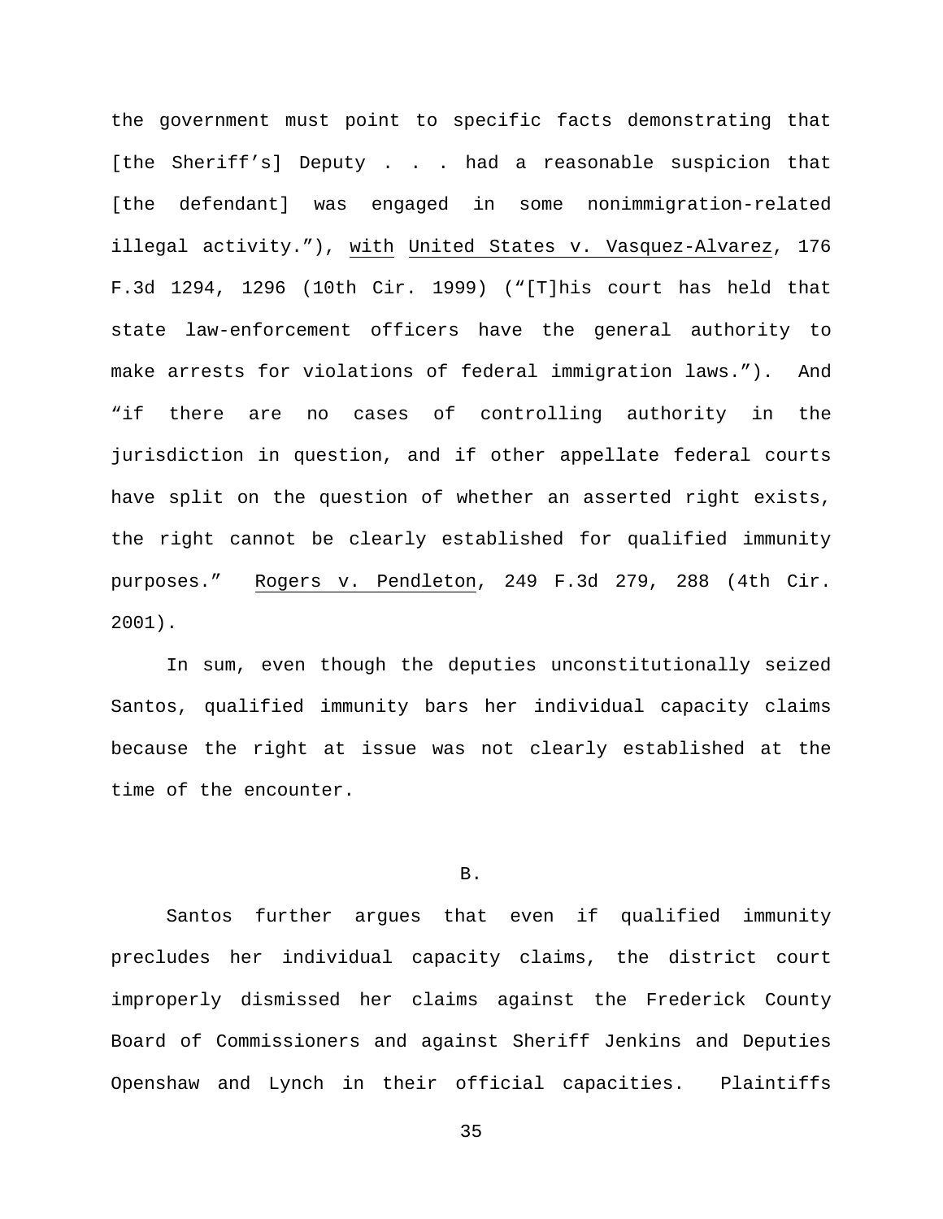the government must point to specific facts demonstrating that [the Sheriff's] Deputy . . . had a reasonable suspicion that [the defendant] was engaged in some nonimmigration-related illegal activity."), with United States v. Vasquez-Alvarez, 176 F.3d 1294, 1296 (10th Cir. 1999) ("[T]his court has held that state law-enforcement officers have the general authority to make arrests for violations of federal immigration laws."). And "if there are no cases of controlling authority in the jurisdiction in question, and if other appellate federal courts have split on the question of whether an asserted right exists, the right cannot be clearly established for qualified immunity purposes." Rogers v. Pendleton, 249 F.3d 279, 288 (4th Cir. 2001).

In sum, even though the deputies unconstitutionally seized Santos, qualified immunity bars her individual capacity claims because the right at issue was not clearly established at the time of the encounter.

## B.

Santos further argues that even if qualified immunity precludes her individual capacity claims, the district court improperly dismissed her claims against the Frederick County Board of Commissioners and against Sheriff Jenkins and Deputies Openshaw and Lynch in their official capacities. Plaintiffs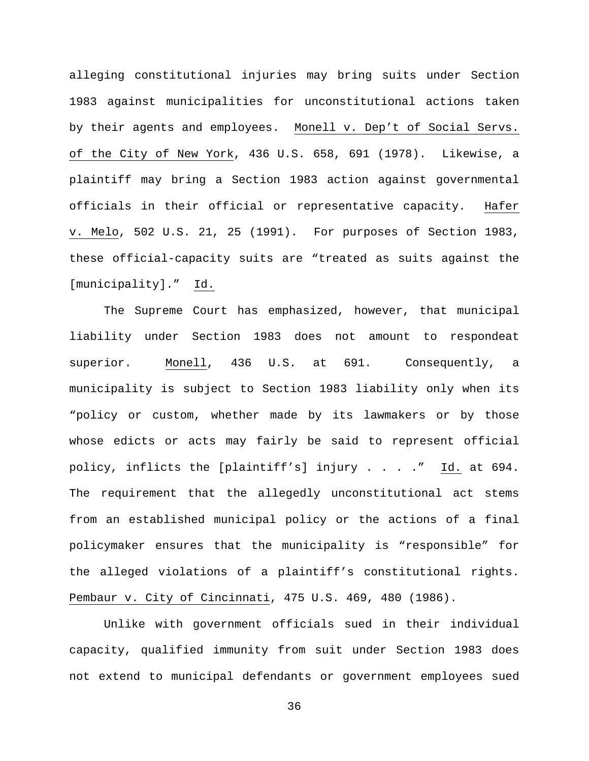alleging constitutional injuries may bring suits under Section 1983 against municipalities for unconstitutional actions taken by their agents and employees. Monell v. Dep't of Social Servs. of the City of New York, 436 U.S. 658, 691 (1978). Likewise, a plaintiff may bring a Section 1983 action against governmental officials in their official or representative capacity. Hafer v. Melo, 502 U.S. 21, 25 (1991). For purposes of Section 1983, these official-capacity suits are "treated as suits against the [municipality]." Id.

The Supreme Court has emphasized, however, that municipal liability under Section 1983 does not amount to respondeat superior. Monell, 436 U.S. at 691. Consequently, a municipality is subject to Section 1983 liability only when its "policy or custom, whether made by its lawmakers or by those whose edicts or acts may fairly be said to represent official policy, inflicts the [plaintiff's] injury . . . ." Id. at 694. The requirement that the allegedly unconstitutional act stems from an established municipal policy or the actions of a final policymaker ensures that the municipality is "responsible" for the alleged violations of a plaintiff's constitutional rights. Pembaur v. City of Cincinnati, 475 U.S. 469, 480 (1986).

Unlike with government officials sued in their individual capacity, qualified immunity from suit under Section 1983 does not extend to municipal defendants or government employees sued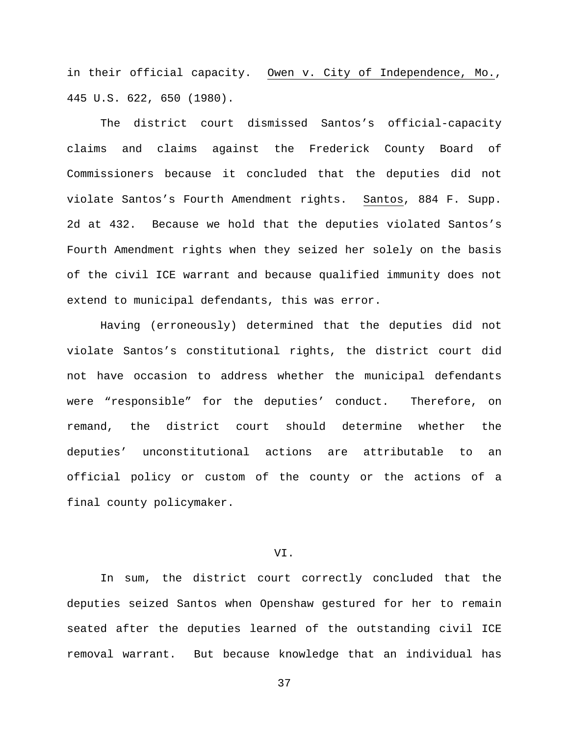in their official capacity. Owen v. City of Independence, Mo., 445 U.S. 622, 650 (1980).

The district court dismissed Santos's official-capacity claims and claims against the Frederick County Board of Commissioners because it concluded that the deputies did not violate Santos's Fourth Amendment rights. Santos, 884 F. Supp. 2d at 432. Because we hold that the deputies violated Santos's Fourth Amendment rights when they seized her solely on the basis of the civil ICE warrant and because qualified immunity does not extend to municipal defendants, this was error.

Having (erroneously) determined that the deputies did not violate Santos's constitutional rights, the district court did not have occasion to address whether the municipal defendants were "responsible" for the deputies' conduct. Therefore, on remand, the district court should determine whether the deputies' unconstitutional actions are attributable to an official policy or custom of the county or the actions of a final county policymaker.

## VI.

In sum, the district court correctly concluded that the deputies seized Santos when Openshaw gestured for her to remain seated after the deputies learned of the outstanding civil ICE removal warrant. But because knowledge that an individual has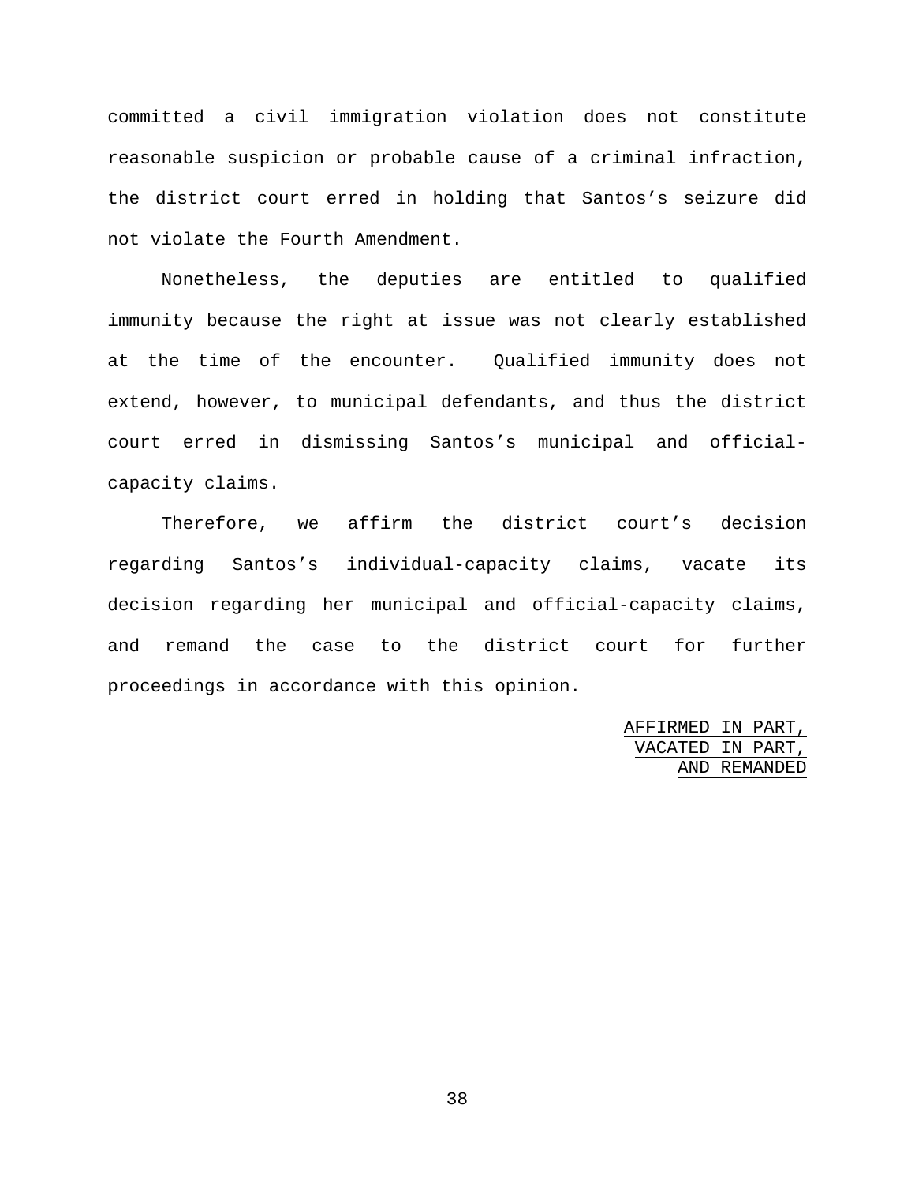committed a civil immigration violation does not constitute reasonable suspicion or probable cause of a criminal infraction, the district court erred in holding that Santos's seizure did not violate the Fourth Amendment.

Nonetheless, the deputies are entitled to qualified immunity because the right at issue was not clearly established at the time of the encounter. Qualified immunity does not extend, however, to municipal defendants, and thus the district court erred in dismissing Santos's municipal and official-capacity claims.

Therefore, we affirm the district court's decision regarding Santos's individual-capacity claims, vacate its decision regarding her municipal and official-capacity claims, and remand the case to the district court for further proceedings in accordance with this opinion.

AFFIRMED IN PART,
VACATED IN PART,
AND REMANDED